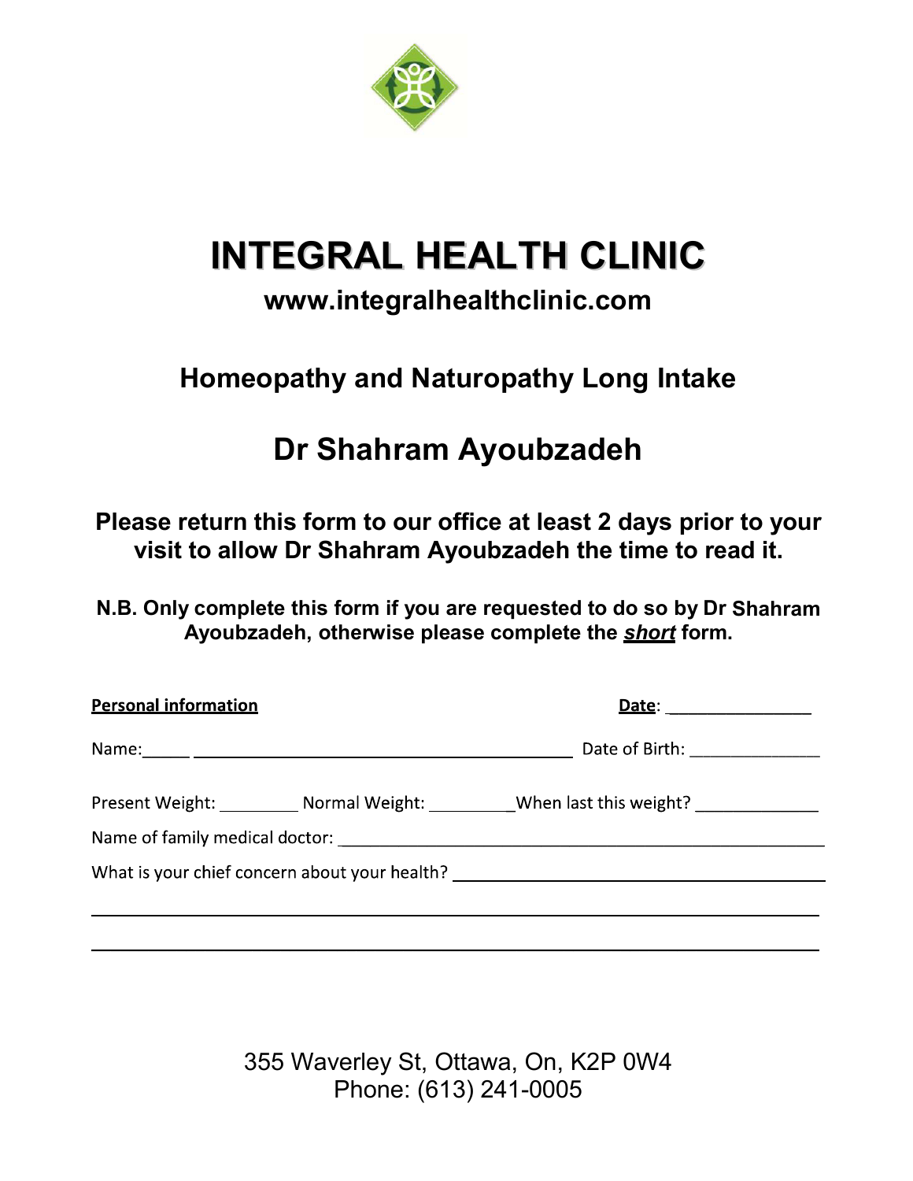# INTEGRAL HEALTH CLINIC

### www.integralhealthclinic.com

## Homeopathy and Naturopathy Long Intake

## Dr Shahram Ayoubzadeh

**Please return this form to our office at least 2 days prior to your visit to allow Dr Shahram Ayoubzadeh the time to read it.**

**N.B. Only complete this form if you are requested to do so by Dr Shahram Ayoubzadeh, otherwise please complete the *short* form.**

**Personal information** **Date**: _______________

Name:_____ ________________________________________ Date of Birth: ______________

Present Weight: _________ Normal Weight: _________When last this weight? _____________

Name of family medical doctor: ______________________________________________________

What is your chief concern about your health? ____________________________________________

_______________________________________________________________________________

_______________________________________________________________________________

355 Waverley St, Ottawa, On, K2P 0W4
Phone: (613) 241-0005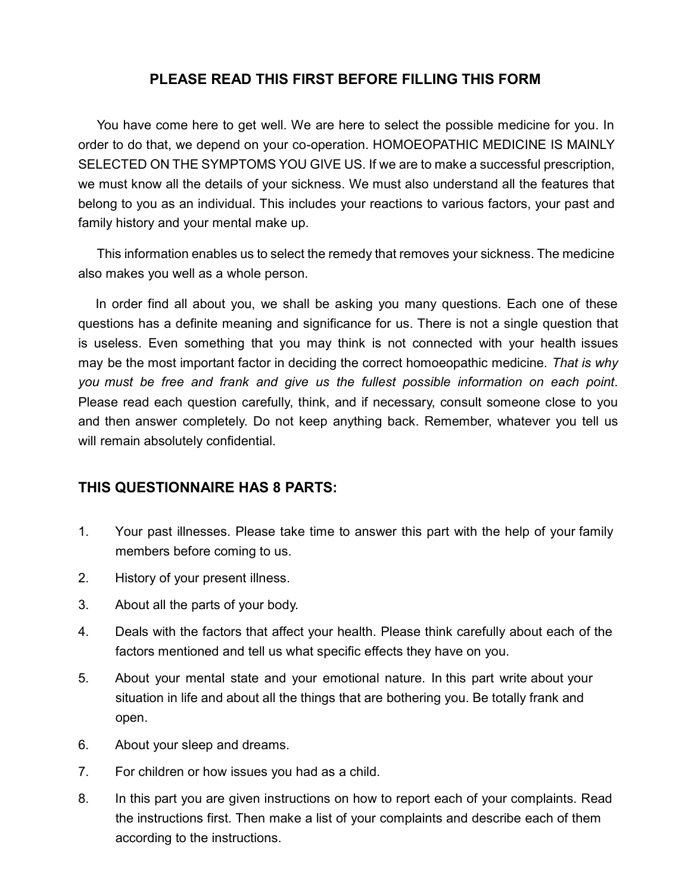# PLEASE READ THIS FIRST BEFORE FILLING THIS FORM

You have come here to get well. We are here to select the possible medicine for you. In order to do that, we depend on your co-operation. HOMOEOPATHIC MEDICINE IS MAINLY SELECTED ON THE SYMPTOMS YOU GIVE US. If we are to make a successful prescription, we must know all the details of your sickness. We must also understand all the features that belong to you as an individual. This includes your reactions to various factors, your past and family history and your mental make up.

This information enables us to select the remedy that removes your sickness. The medicine also makes you well as a whole person.

In order find all about you, we shall be asking you many questions. Each one of these questions has a definite meaning and significance for us. There is not a single question that is useless. Even something that you may think is not connected with your health issues may be the most important factor in deciding the correct homoeopathic medicine. *That is why you must be free and frank and give us the fullest possible information on each point*. Please read each question carefully, think, and if necessary, consult someone close to you and then answer completely. Do not keep anything back. Remember, whatever you tell us will remain absolutely confidential.

## THIS QUESTIONNAIRE HAS 8 PARTS:

1. Your past illnesses. Please take time to answer this part with the help of your family members before coming to us.
2. History of your present illness.
3. About all the parts of your body.
4. Deals with the factors that affect your health. Please think carefully about each of the factors mentioned and tell us what specific effects they have on you.
5. About your mental state and your emotional nature. In this part write about your situation in life and about all the things that are bothering you. Be totally frank and open.
6. About your sleep and dreams.
7. For children or how issues you had as a child.
8. In this part you are given instructions on how to report each of your complaints. Read the instructions first. Then make a list of your complaints and describe each of them according to the instructions.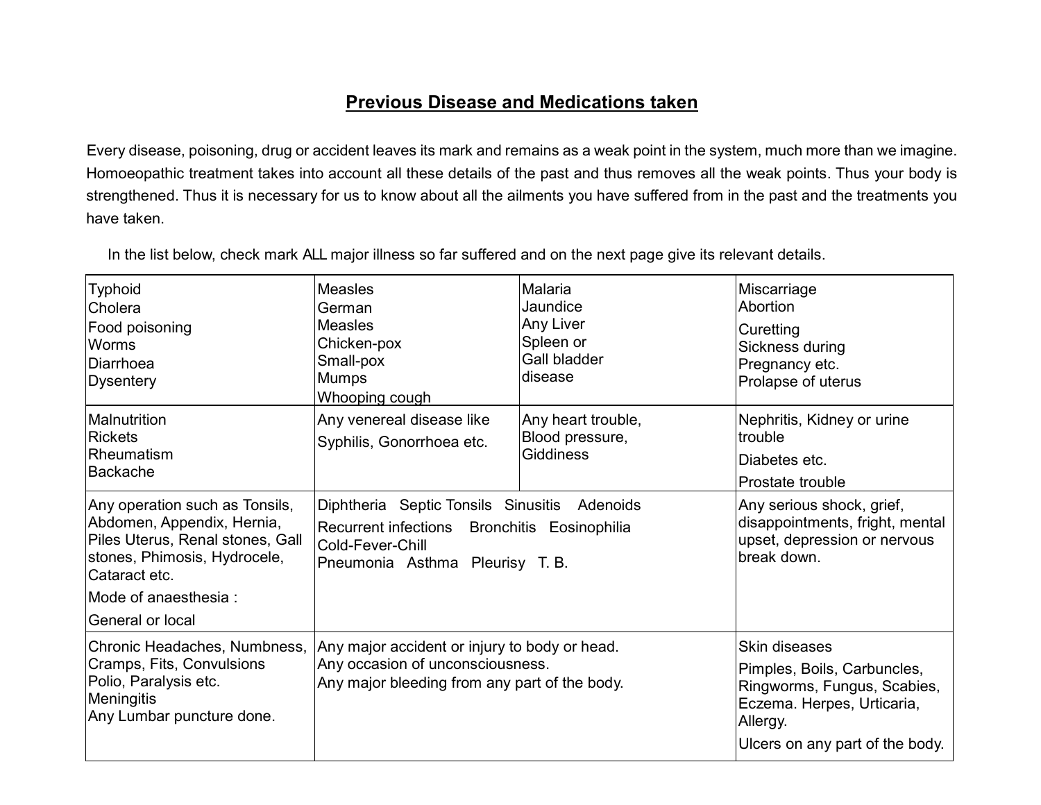## Previous Disease and Medications taken

Every disease, poisoning, drug or accident leaves its mark and remains as a weak point in the system, much more than we imagine. Homoeopathic treatment takes into account all these details of the past and thus removes all the weak points. Thus your body is strengthened. Thus it is necessary for us to know about all the ailments you have suffered from in the past and the treatments you have taken.

In the list below, check mark ALL major illness so far suffered and on the next page give its relevant details.

| | | | |
|---|---|---|---|
| Typhoid<br>Cholera<br>Food poisoning<br>Worms<br>Diarrhoea<br>Dysentery | Measles<br>German<br>Measles<br>Chicken-pox<br>Small-pox<br>Mumps<br>Whooping cough | Malaria<br>Jaundice<br>Any Liver<br>Spleen or<br>Gall bladder<br>disease | Miscarriage<br>Abortion<br>Curetting<br>Sickness during<br>Pregnancy etc.<br>Prolapse of uterus |
| Malnutrition<br>Rickets<br>Rheumatism<br>Backache | Any venereal disease like<br>Syphilis, Gonorrhoea etc. | Any heart trouble,<br>Blood pressure,<br>Giddiness | Nephritis, Kidney or urine trouble<br>Diabetes etc.<br>Prostate trouble |
| Any operation such as Tonsils, Abdomen, Appendix, Hernia, Piles Uterus, Renal stones, Gall stones, Phimosis, Hydrocele, Cataract etc.<br>Mode of anaesthesia :<br>General or local | Diphtheria Septic Tonsils Sinusitis Adenoids<br>Recurrent infections Bronchitis Eosinophilia<br>Cold-Fever-Chill<br>Pneumonia Asthma Pleurisy T. B. | | Any serious shock, grief, disappointments, fright, mental upset, depression or nervous break down. |
| Chronic Headaches, Numbness, Cramps, Fits, Convulsions<br>Polio, Paralysis etc.<br>Meningitis<br>Any Lumbar puncture done. | Any major accident or injury to body or head.<br>Any occasion of unconsciousness.<br>Any major bleeding from any part of the body. | | Skin diseases<br>Pimples, Boils, Carbuncles, Ringworms, Fungus, Scabies, Eczema. Herpes, Urticaria, Allergy.<br>Ulcers on any part of the body. |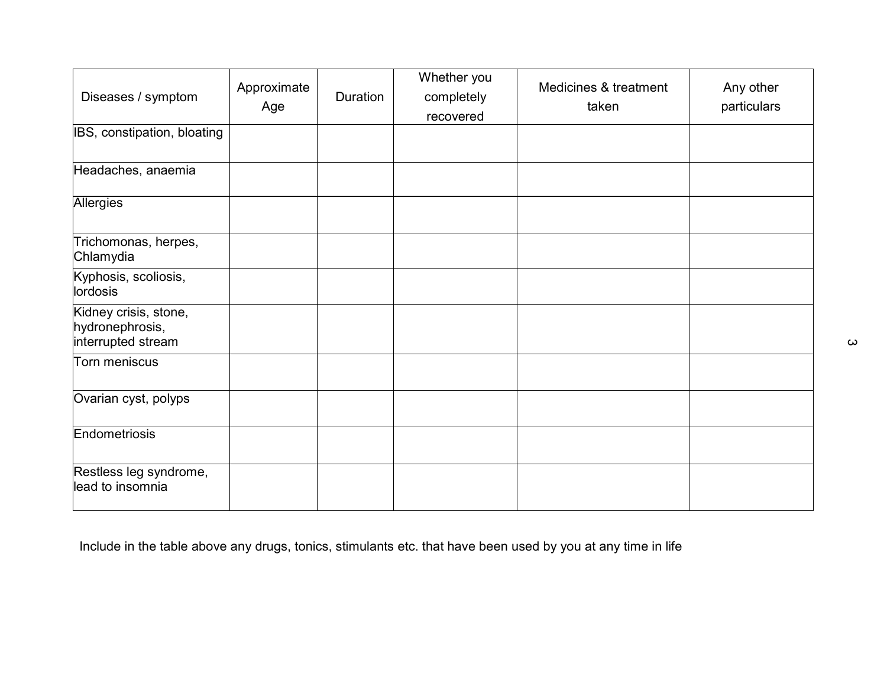| Diseases / symptom | Approximate Age | Duration | Whether you completely recovered | Medicines & treatment taken | Any other particulars |
|---|---|---|---|---|---|
| IBS, constipation, bloating | | | | | |
| Headaches, anaemia | | | | | |
| Allergies | | | | | |
| Trichomonas, herpes, Chlamydia | | | | | |
| Kyphosis, scoliosis, lordosis | | | | | |
| Kidney crisis, stone, hydronephrosis, interrupted stream | | | | | |
| Torn meniscus | | | | | |
| Ovarian cyst, polyps | | | | | |
| Endometriosis | | | | | |
| Restless leg syndrome, lead to insomnia | | | | | |

Include in the table above any drugs, tonics, stimulants etc. that have been used by you at any time in life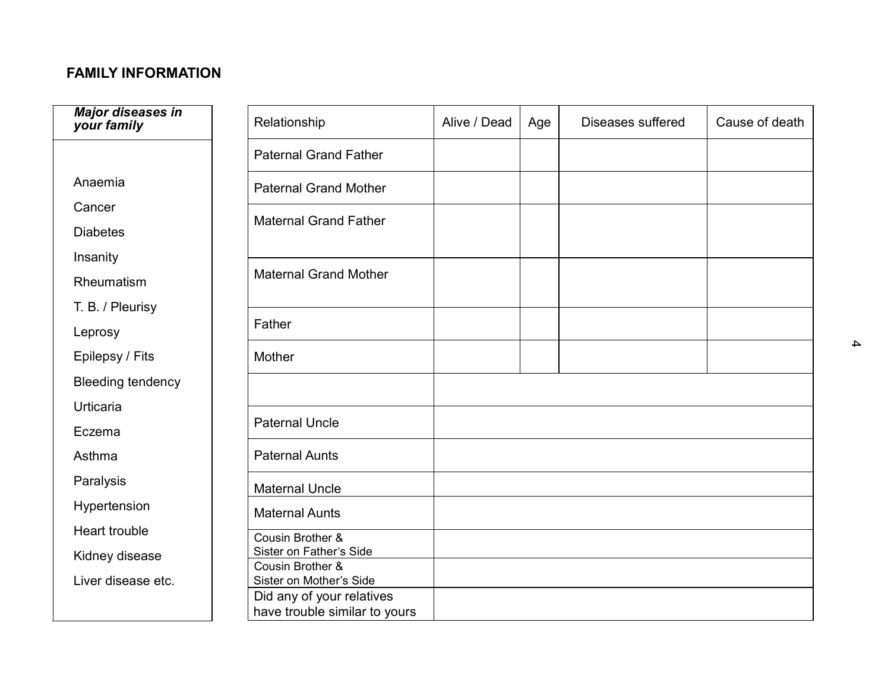**FAMILY INFORMATION**

| ***Major diseases in your family*** |
|---|
| Anaemia |
| Cancer |
| Diabetes |
| Insanity |
| Rheumatism |
| T. B. / Pleurisy |
| Leprosy |
| Epilepsy / Fits |
| Bleeding tendency |
| Urticaria |
| Eczema |
| Asthma |
| Paralysis |
| Hypertension |
| Heart trouble |
| Kidney disease |
| Liver disease etc. |

| Relationship | Alive / Dead | Age | Diseases suffered | Cause of death |
|---|---|---|---|---|
| Paternal Grand Father | | | | |
| Paternal Grand Mother | | | | |
| Maternal Grand Father | | | | |
| Maternal Grand Mother | | | | |
| Father | | | | |
| Mother | | | | |
| | | | | |
| Paternal Uncle | | | | |
| Paternal Aunts | | | | |
| Maternal Uncle | | | | |
| Maternal Aunts | | | | |
| Cousin Brother & Sister on Father's Side | | | | |
| Cousin Brother & Sister on Mother's Side | | | | |
| Did any of your relatives have trouble similar to yours | | | | |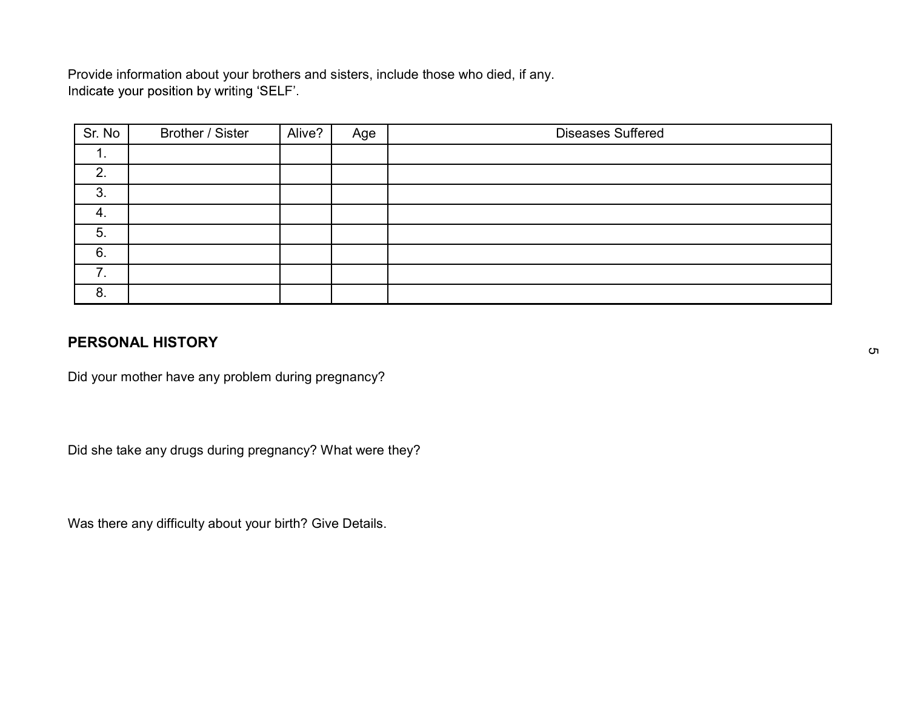Provide information about your brothers and sisters, include those who died, if any.
Indicate your position by writing 'SELF'.

| Sr. No | Brother / Sister | Alive? | Age | Diseases Suffered |
|---|---|---|---|---|
| 1. | | | | |
| 2. | | | | |
| 3. | | | | |
| 4. | | | | |
| 5. | | | | |
| 6. | | | | |
| 7. | | | | |
| 8. | | | | |

## PERSONAL HISTORY

Did your mother have any problem during pregnancy?

Did she take any drugs during pregnancy? What were they?

Was there any difficulty about your birth? Give Details.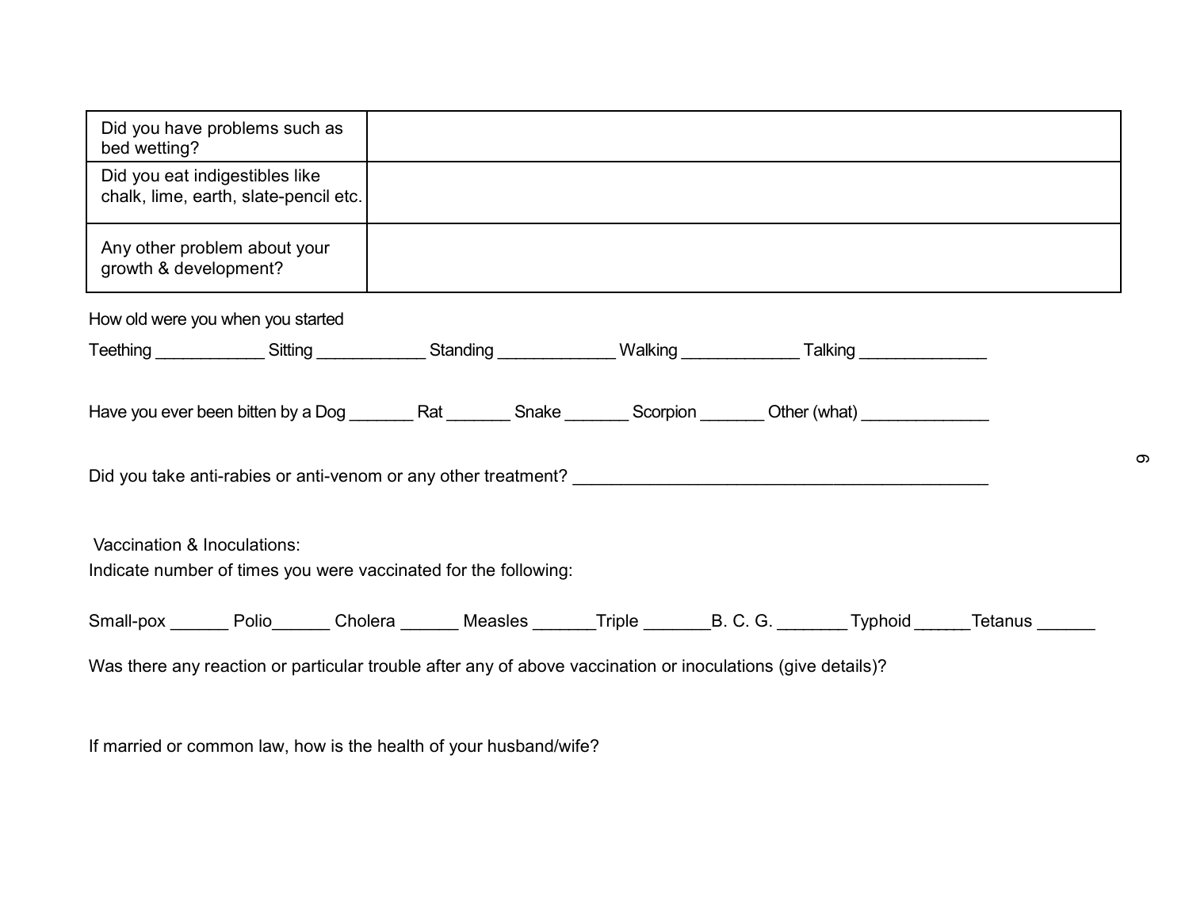| Did you have problems such as bed wetting? | |
|---|---|
| Did you eat indigestibles like chalk, lime, earth, slate-pencil etc. | |
| Any other problem about your growth & development? | |

How old were you when you started

Teething ____________ Sitting ____________ Standing _____________ Walking _____________ Talking ______________

Have you ever been bitten by a Dog _______ Rat _______ Snake _______ Scorpion _______ Other (what) ______________

Did you take anti-rabies or anti-venom or any other treatment? _____________________________________________

Vaccination & Inoculations:

Indicate number of times you were vaccinated for the following:

Small-pox ______ Polio______ Cholera ______ Measles ______Triple _______B. C. G. _______ Typhoid ______Tetanus ______

Was there any reaction or particular trouble after any of above vaccination or inoculations (give details)?

If married or common law, how is the health of your husband/wife?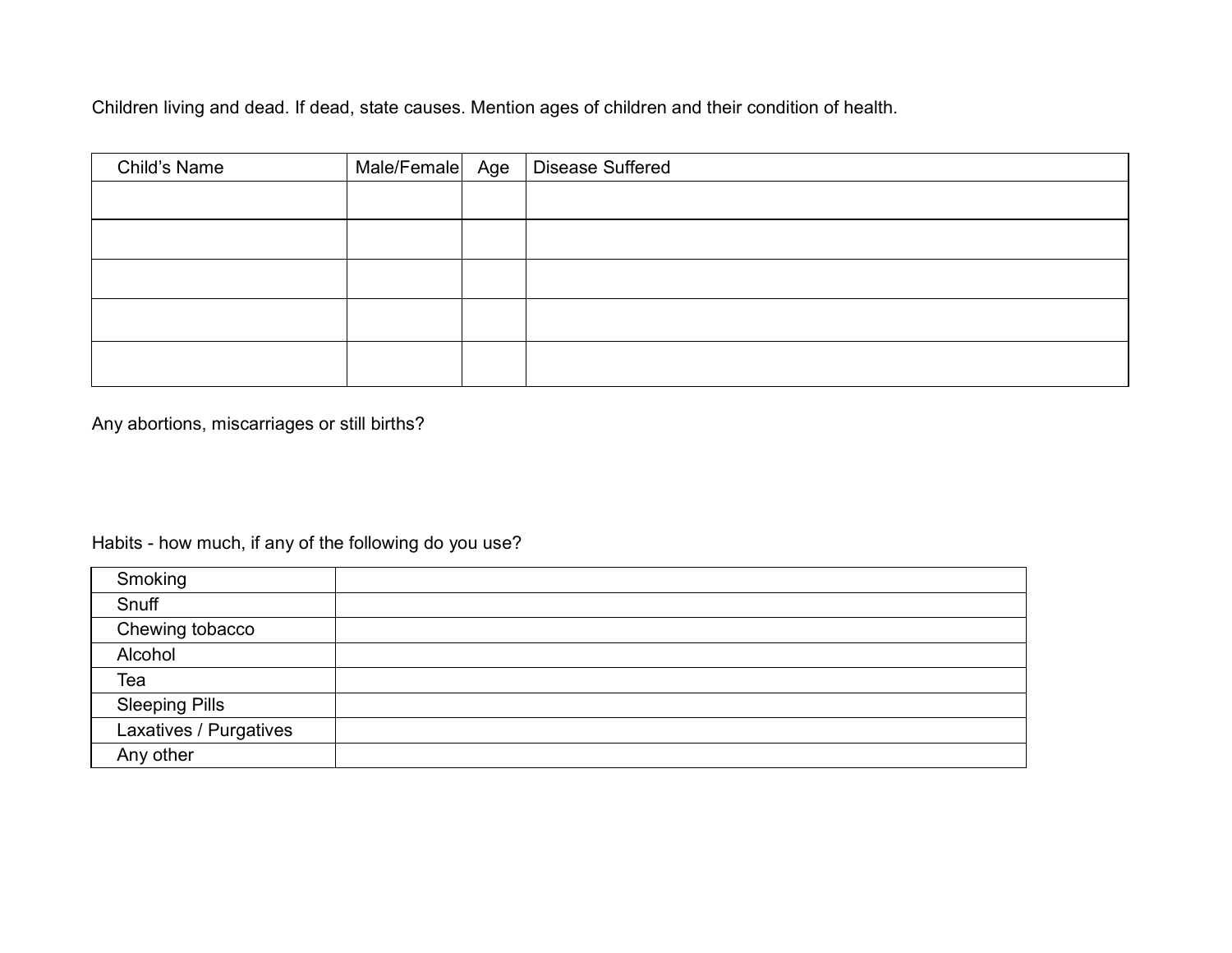Children living and dead. If dead, state causes. Mention ages of children and their condition of health.

| Child's Name | Male/Female | Age | Disease Suffered |
| --- | --- | --- | --- |
| | | | |
| | | | |
| | | | |
| | | | |
| | | | |

Any abortions, miscarriages or still births?

Habits - how much, if any of the following do you use?

| | |
| --- | --- |
| Smoking | |
| Snuff | |
| Chewing tobacco | |
| Alcohol | |
| Tea | |
| Sleeping Pills | |
| Laxatives / Purgatives | |
| Any other | |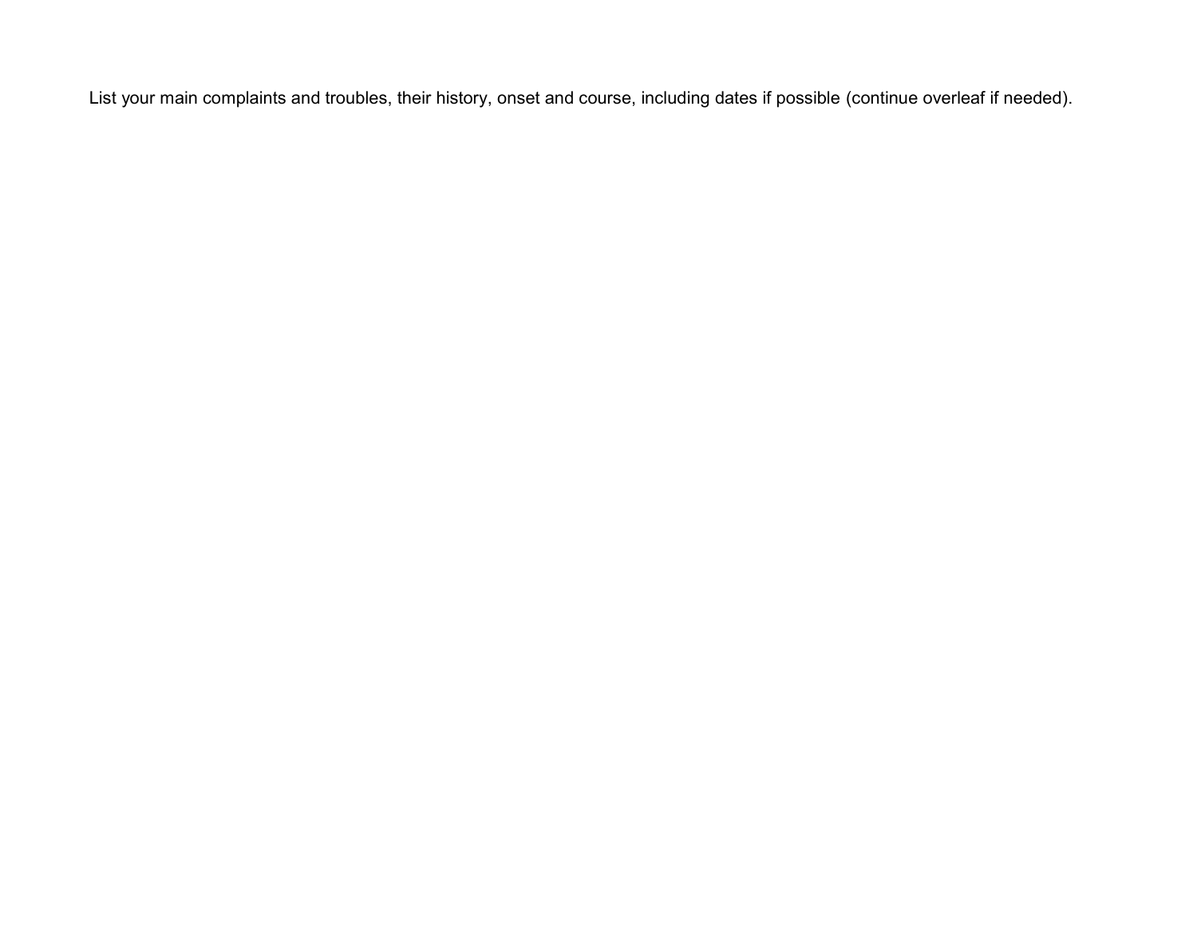List your main complaints and troubles, their history, onset and course, including dates if possible (continue overleaf if needed).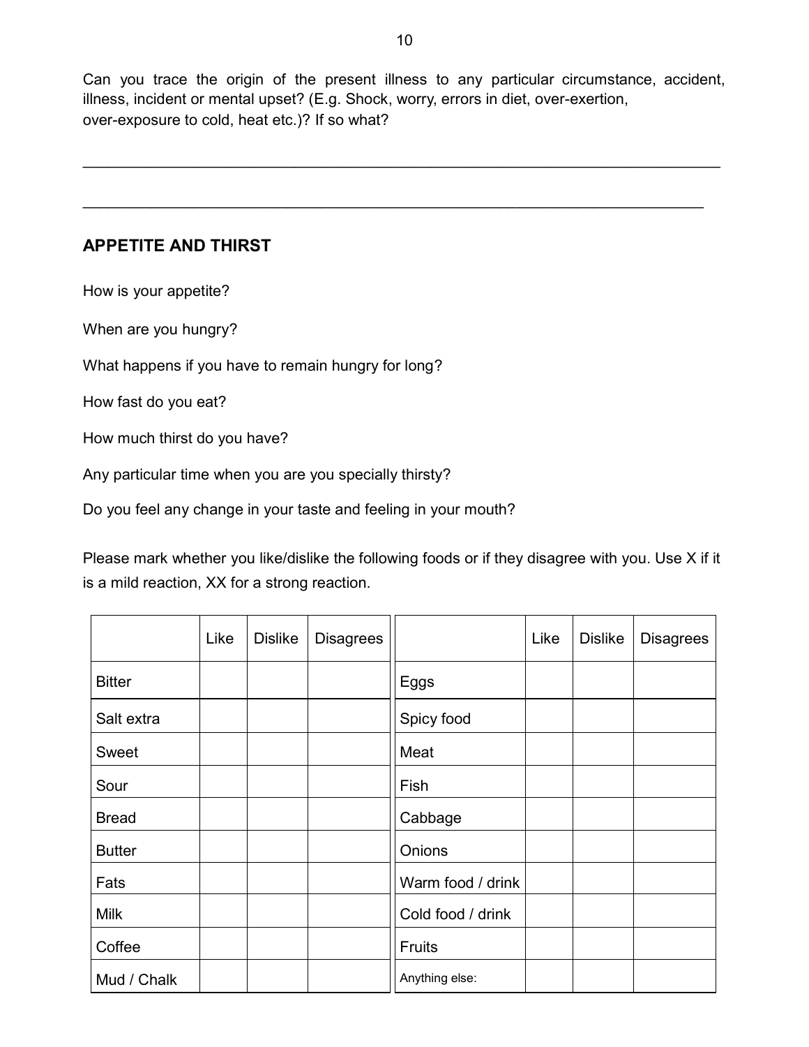Can you trace the origin of the present illness to any particular circumstance, accident, illness, incident or mental upset? (E.g. Shock, worry, errors in diet, over-exertion, over-exposure to cold, heat etc.)? If so what?

_______________________________________________________________________________

_______________________________________________________________________________

## APPETITE AND THIRST

How is your appetite?

When are you hungry?

What happens if you have to remain hungry for long?

How fast do you eat?

How much thirst do you have?

Any particular time when you are you specially thirsty?

Do you feel any change in your taste and feeling in your mouth?

Please mark whether you like/dislike the following foods or if they disagree with you. Use X if it is a mild reaction, XX for a strong reaction.

| | Like | Dislike | Disagrees |
|---|---|---|---|
| Bitter | | | |
| Salt extra | | | |
| Sweet | | | |
| Sour | | | |
| Bread | | | |
| Butter | | | |
| Fats | | | |
| Milk | | | |
| Coffee | | | |
| Mud / Chalk | | | |

| | Like | Dislike | Disagrees |
|---|---|---|---|
| Eggs | | | |
| Spicy food | | | |
| Meat | | | |
| Fish | | | |
| Cabbage | | | |
| Onions | | | |
| Warm food / drink | | | |
| Cold food / drink | | | |
| Fruits | | | |
| Anything else: | | | |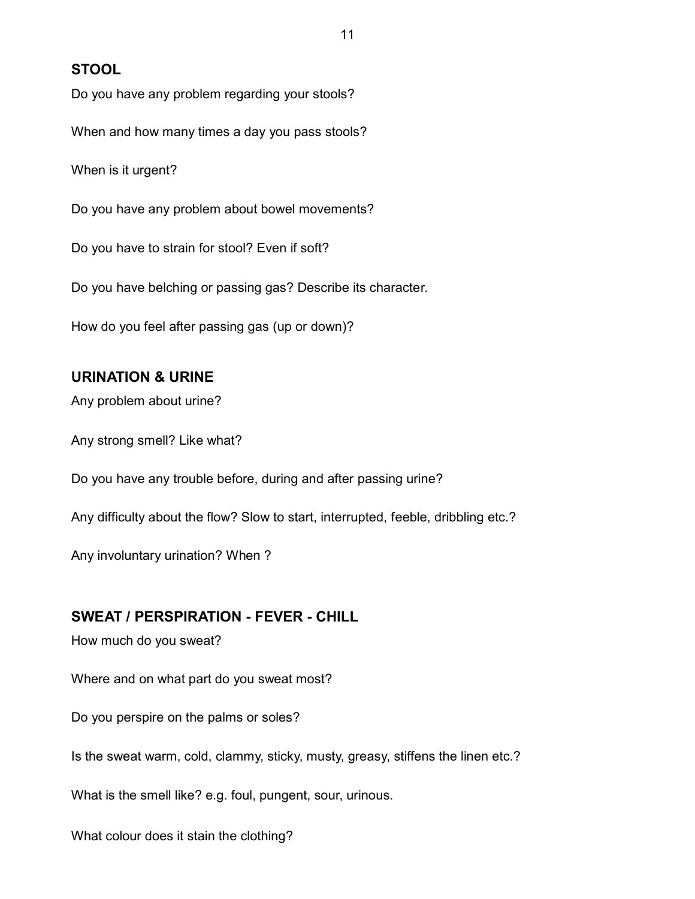## STOOL

Do you have any problem regarding your stools?

When and how many times a day you pass stools?

When is it urgent?

Do you have any problem about bowel movements?

Do you have to strain for stool? Even if soft?

Do you have belching or passing gas? Describe its character.

How do you feel after passing gas (up or down)?

## URINATION & URINE

Any problem about urine?

Any strong smell? Like what?

Do you have any trouble before, during and after passing urine?

Any difficulty about the flow? Slow to start, interrupted, feeble, dribbling etc.?

Any involuntary urination? When ?

## SWEAT / PERSPIRATION - FEVER - CHILL

How much do you sweat?

Where and on what part do you sweat most?

Do you perspire on the palms or soles?

Is the sweat warm, cold, clammy, sticky, musty, greasy, stiffens the linen etc.?

What is the smell like? e.g. foul, pungent, sour, urinous.

What colour does it stain the clothing?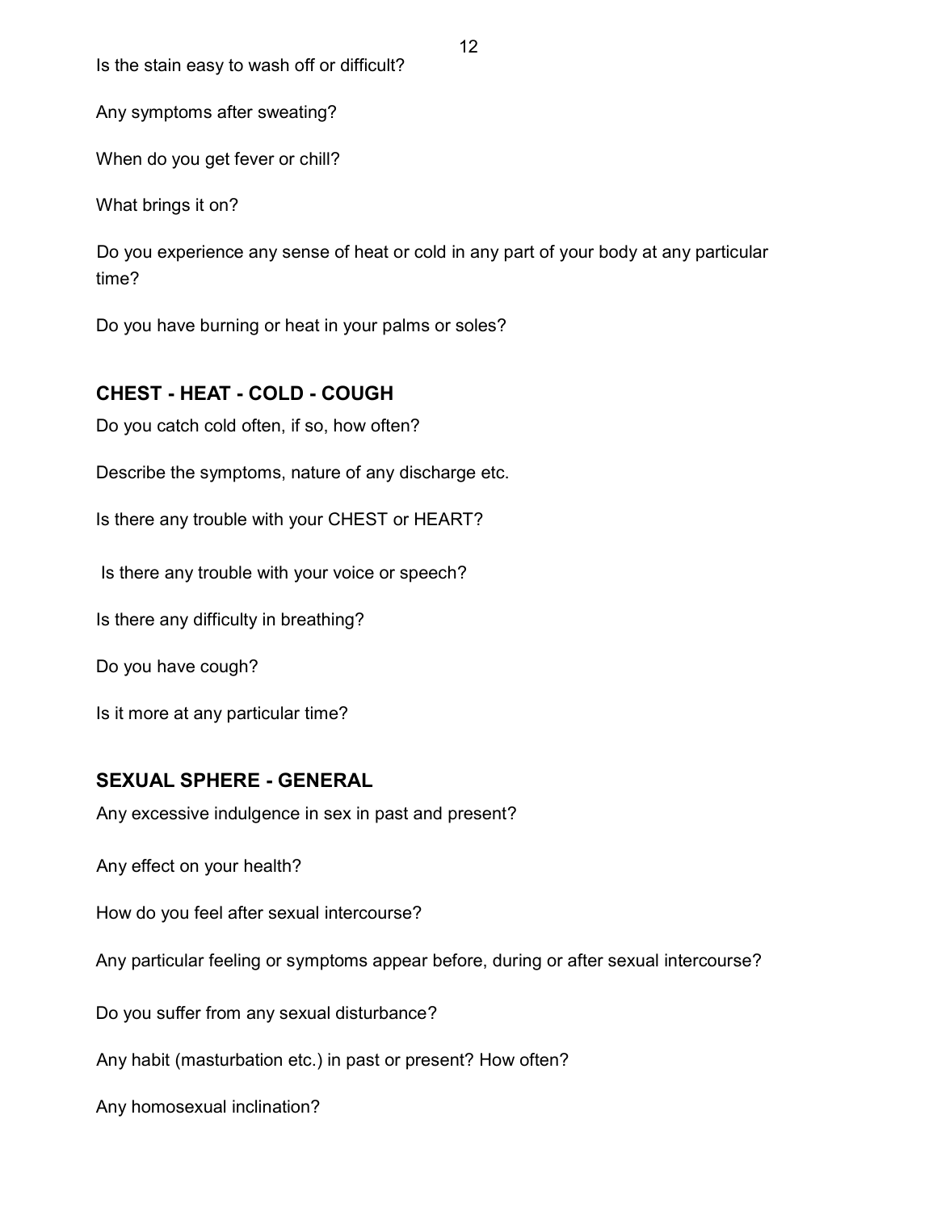Is the stain easy to wash off or difficult?

Any symptoms after sweating?

When do you get fever or chill?

What brings it on?

Do you experience any sense of heat or cold in any part of your body at any particular time?

Do you have burning or heat in your palms or soles?

## CHEST - HEAT - COLD - COUGH

Do you catch cold often, if so, how often?

Describe the symptoms, nature of any discharge etc.

Is there any trouble with your CHEST or HEART?

Is there any trouble with your voice or speech?

Is there any difficulty in breathing?

Do you have cough?

Is it more at any particular time?

## SEXUAL SPHERE - GENERAL

Any excessive indulgence in sex in past and present?

Any effect on your health?

How do you feel after sexual intercourse?

Any particular feeling or symptoms appear before, during or after sexual intercourse?

Do you suffer from any sexual disturbance?

Any habit (masturbation etc.) in past or present? How often?

Any homosexual inclination?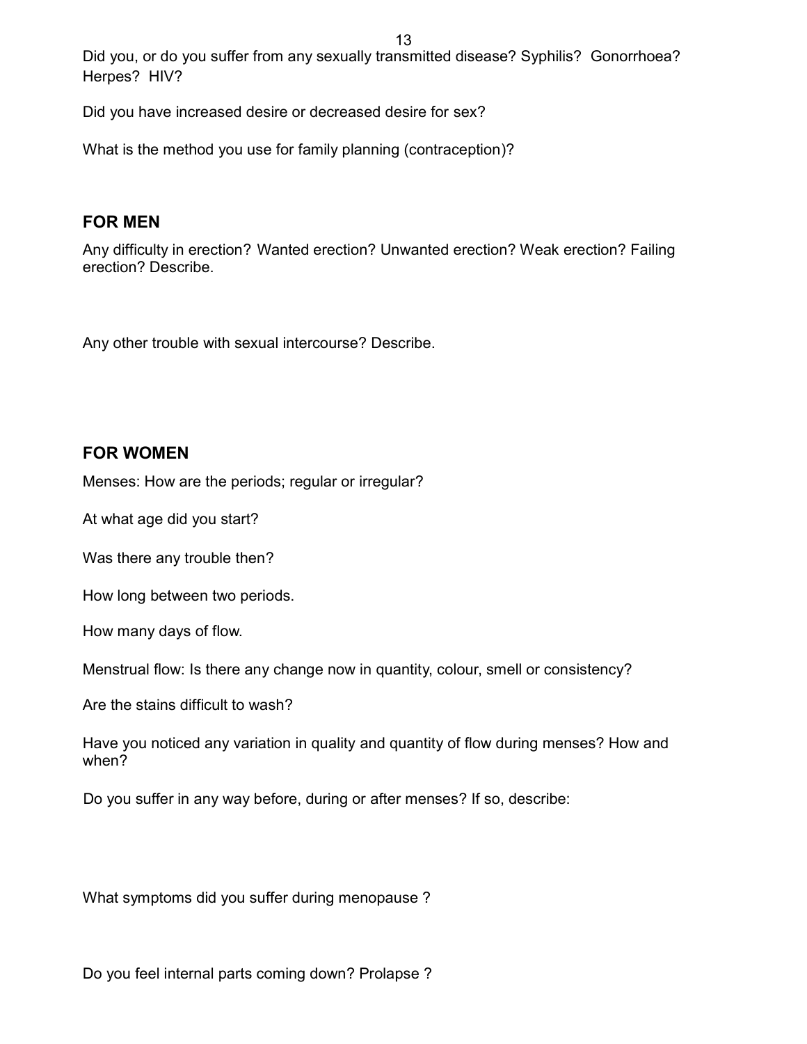Did you, or do you suffer from any sexually transmitted disease? Syphilis? Gonorrhoea? Herpes? HIV?

Did you have increased desire or decreased desire for sex?

What is the method you use for family planning (contraception)?

## FOR MEN

Any difficulty in erection? Wanted erection? Unwanted erection? Weak erection? Failing erection? Describe.

Any other trouble with sexual intercourse? Describe.

## FOR WOMEN

Menses: How are the periods; regular or irregular?

At what age did you start?

Was there any trouble then?

How long between two periods.

How many days of flow.

Menstrual flow: Is there any change now in quantity, colour, smell or consistency?

Are the stains difficult to wash?

Have you noticed any variation in quality and quantity of flow during menses? How and when?

Do you suffer in any way before, during or after menses? If so, describe:

What symptoms did you suffer during menopause ?

Do you feel internal parts coming down? Prolapse ?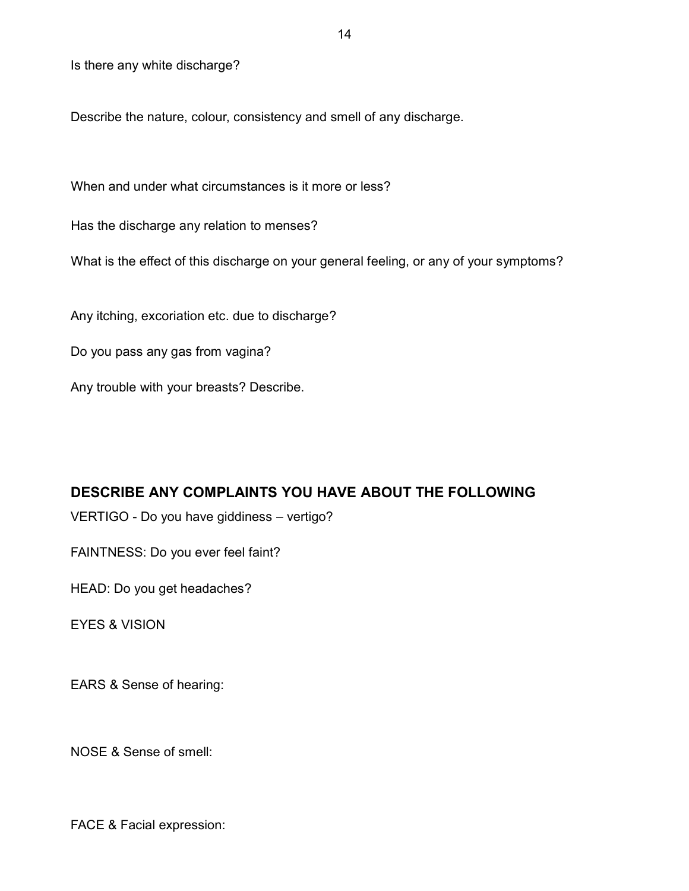Is there any white discharge?

Describe the nature, colour, consistency and smell of any discharge.

When and under what circumstances is it more or less?

Has the discharge any relation to menses?

What is the effect of this discharge on your general feeling, or any of your symptoms?

Any itching, excoriation etc. due to discharge?

Do you pass any gas from vagina?

Any trouble with your breasts? Describe.

## DESCRIBE ANY COMPLAINTS YOU HAVE ABOUT THE FOLLOWING

VERTIGO - Do you have giddiness – vertigo?

FAINTNESS: Do you ever feel faint?

HEAD: Do you get headaches?

EYES & VISION

EARS & Sense of hearing:

NOSE & Sense of smell:

FACE & Facial expression: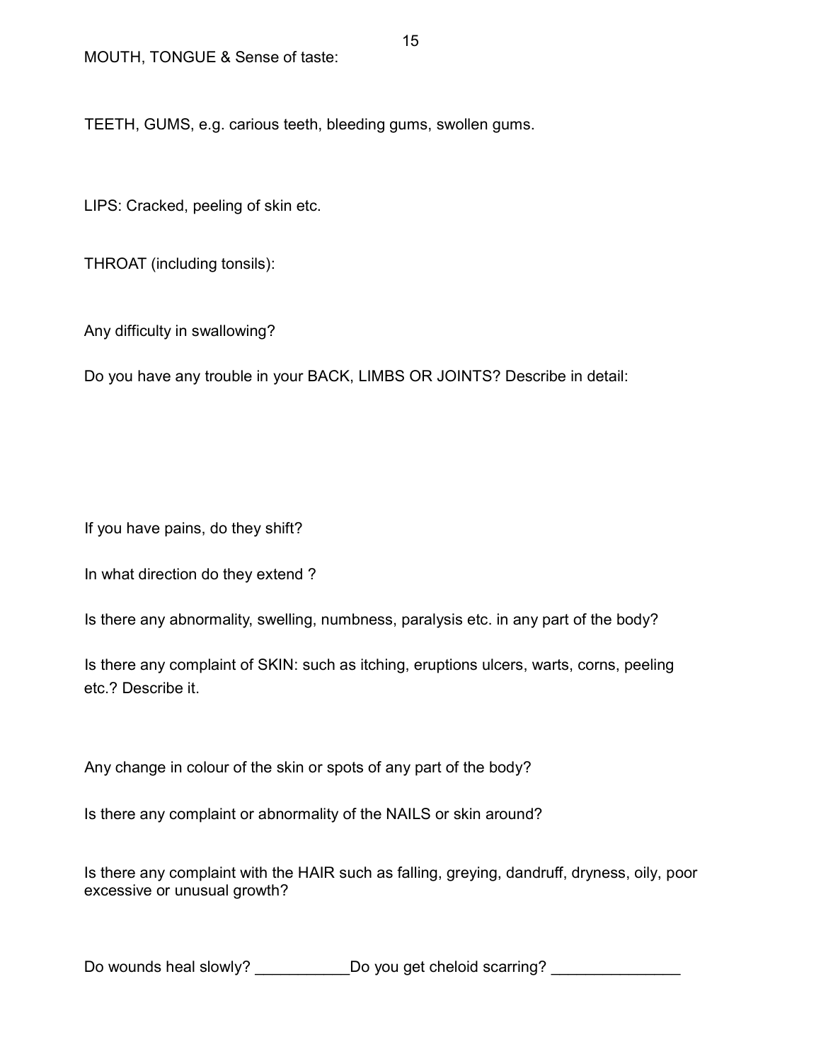MOUTH, TONGUE & Sense of taste:

TEETH, GUMS, e.g. carious teeth, bleeding gums, swollen gums.

LIPS: Cracked, peeling of skin etc.

THROAT (including tonsils):

Any difficulty in swallowing?

Do you have any trouble in your BACK, LIMBS OR JOINTS? Describe in detail:

If you have pains, do they shift?

In what direction do they extend ?

Is there any abnormality, swelling, numbness, paralysis etc. in any part of the body?

Is there any complaint of SKIN: such as itching, eruptions ulcers, warts, corns, peeling etc.? Describe it.

Any change in colour of the skin or spots of any part of the body?

Is there any complaint or abnormality of the NAILS or skin around?

Is there any complaint with the HAIR such as falling, greying, dandruff, dryness, oily, poor excessive or unusual growth?

Do wounds heal slowly? ___________Do you get cheloid scarring? _______________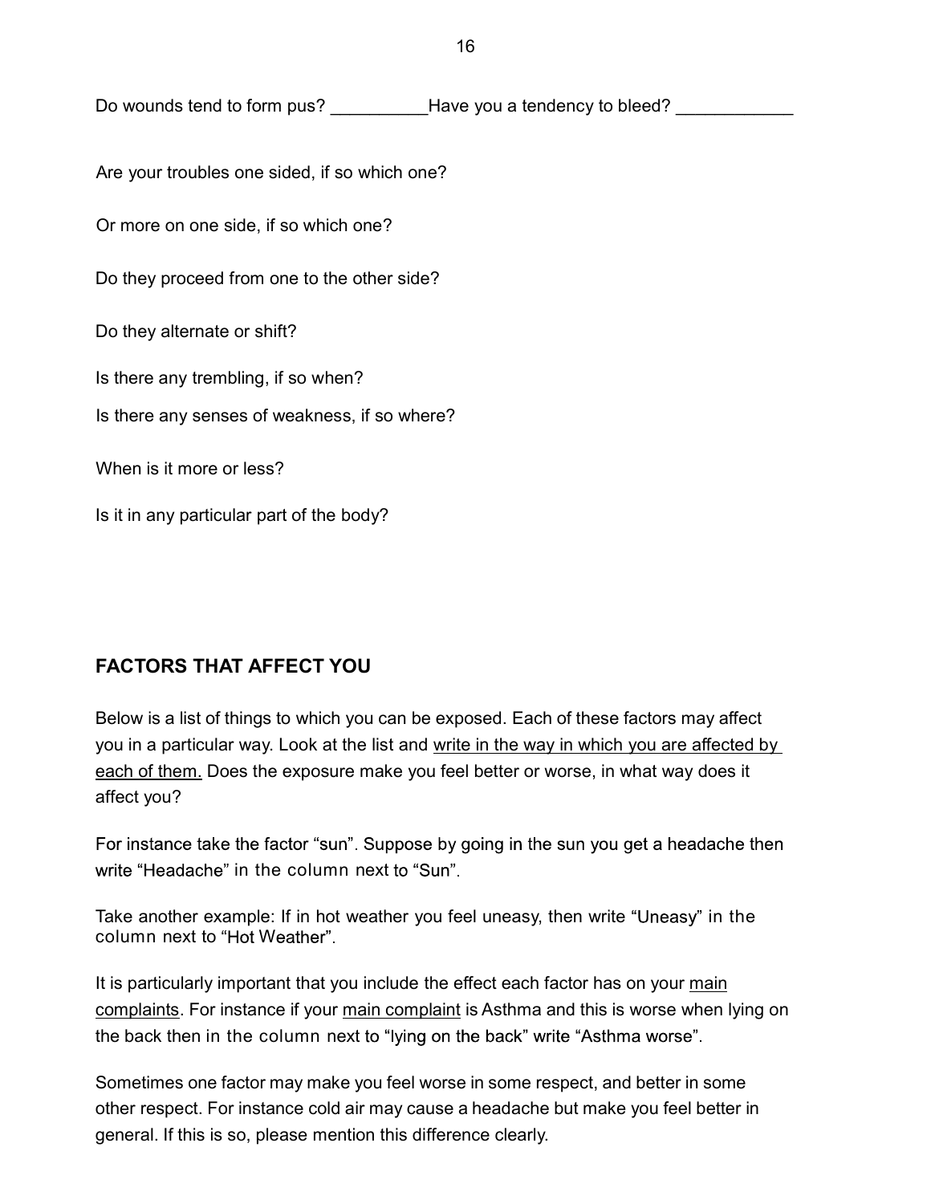Do wounds tend to form pus? __________Have you a tendency to bleed? ____________

Are your troubles one sided, if so which one?

Or more on one side, if so which one?

Do they proceed from one to the other side?

Do they alternate or shift?

Is there any trembling, if so when?

Is there any senses of weakness, if so where?

When is it more or less?

Is it in any particular part of the body?

## FACTORS THAT AFFECT YOU

Below is a list of things to which you can be exposed. Each of these factors may affect you in a particular way. Look at the list and <u>write in the way in which you are affected by each of them.</u> Does the exposure make you feel better or worse, in what way does it affect you?

For instance take the factor "sun". Suppose by going in the sun you get a headache then write "Headache" in the column next to "Sun".

Take another example: If in hot weather you feel uneasy, then write "Uneasy" in the column next to "Hot Weather".

It is particularly important that you include the effect each factor has on your <u>main complaints</u>. For instance if your <u>main complaint</u> is Asthma and this is worse when lying on the back then in the column next to "lying on the back" write "Asthma worse".

Sometimes one factor may make you feel worse in some respect, and better in some other respect. For instance cold air may cause a headache but make you feel better in general. If this is so, please mention this difference clearly.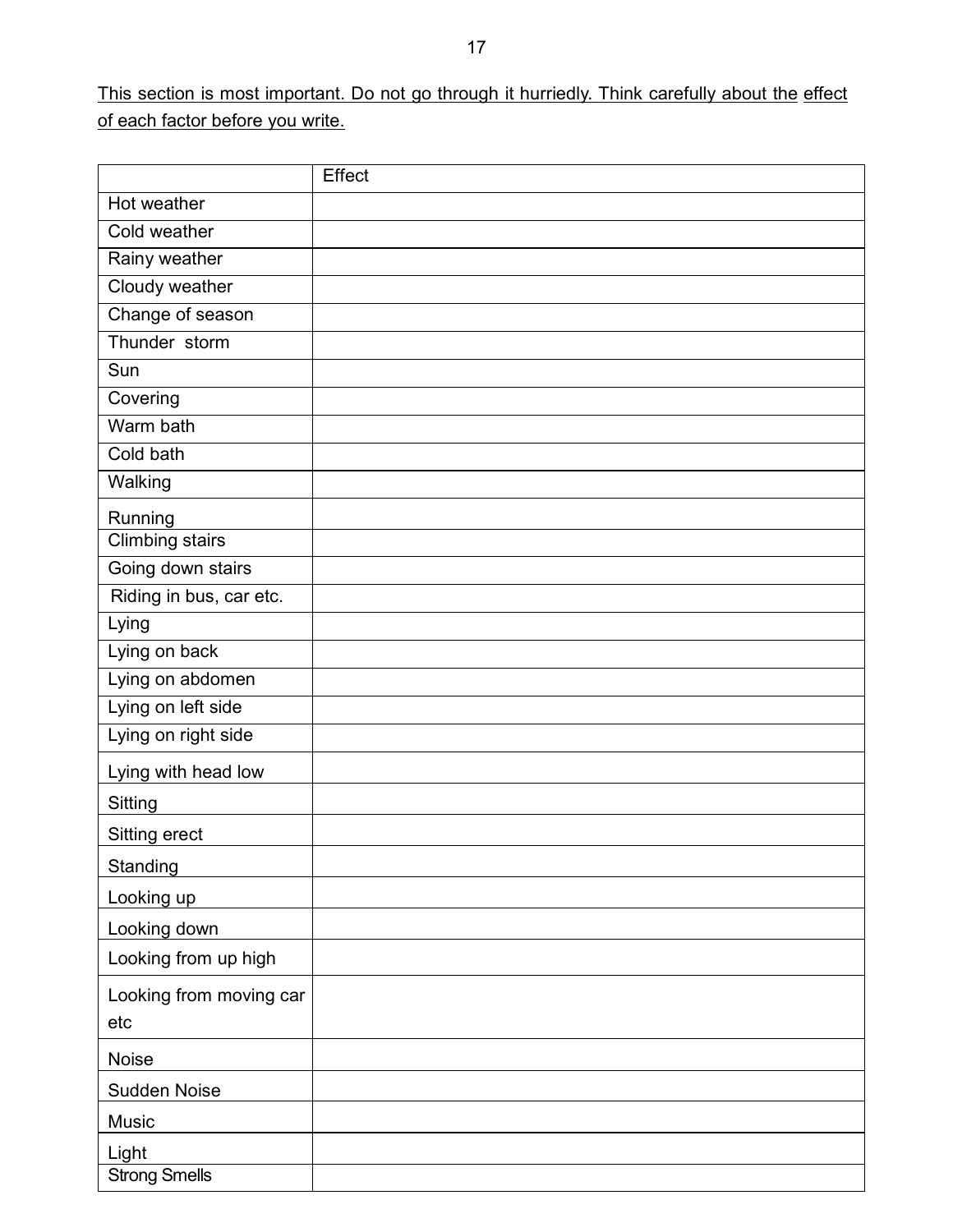This section is most important. Do not go through it hurriedly. Think carefully about the effect of each factor before you write.

| | Effect |
|---|---|
| Hot weather | |
| Cold weather | |
| Rainy weather | |
| Cloudy weather | |
| Change of season | |
| Thunder storm | |
| Sun | |
| Covering | |
| Warm bath | |
| Cold bath | |
| Walking | |
| Running | |
| Climbing stairs | |
| Going down stairs | |
| Riding in bus, car etc. | |
| Lying | |
| Lying on back | |
| Lying on abdomen | |
| Lying on left side | |
| Lying on right side | |
| Lying with head low | |
| Sitting | |
| Sitting erect | |
| Standing | |
| Looking up | |
| Looking down | |
| Looking from up high | |
| Looking from moving car etc | |
| Noise | |
| Sudden Noise | |
| Music | |
| Light | |
| Strong Smells | |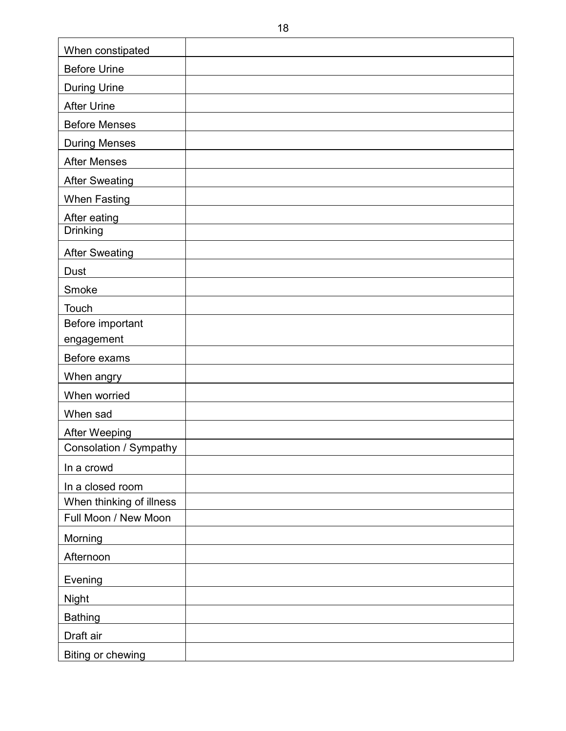| | |
|---|---|
| When constipated | |
| Before Urine | |
| During Urine | |
| After Urine | |
| Before Menses | |
| During Menses | |
| After Menses | |
| After Sweating | |
| When Fasting | |
| After eating | |
| Drinking | |
| After Sweating | |
| Dust | |
| Smoke | |
| Touch | |
| Before important engagement | |
| Before exams | |
| When angry | |
| When worried | |
| When sad | |
| After Weeping | |
| Consolation / Sympathy | |
| In a crowd | |
| In a closed room | |
| When thinking of illness | |
| Full Moon / New Moon | |
| Morning | |
| Afternoon | |
| Evening | |
| Night | |
| Bathing | |
| Draft air | |
| Biting or chewing | |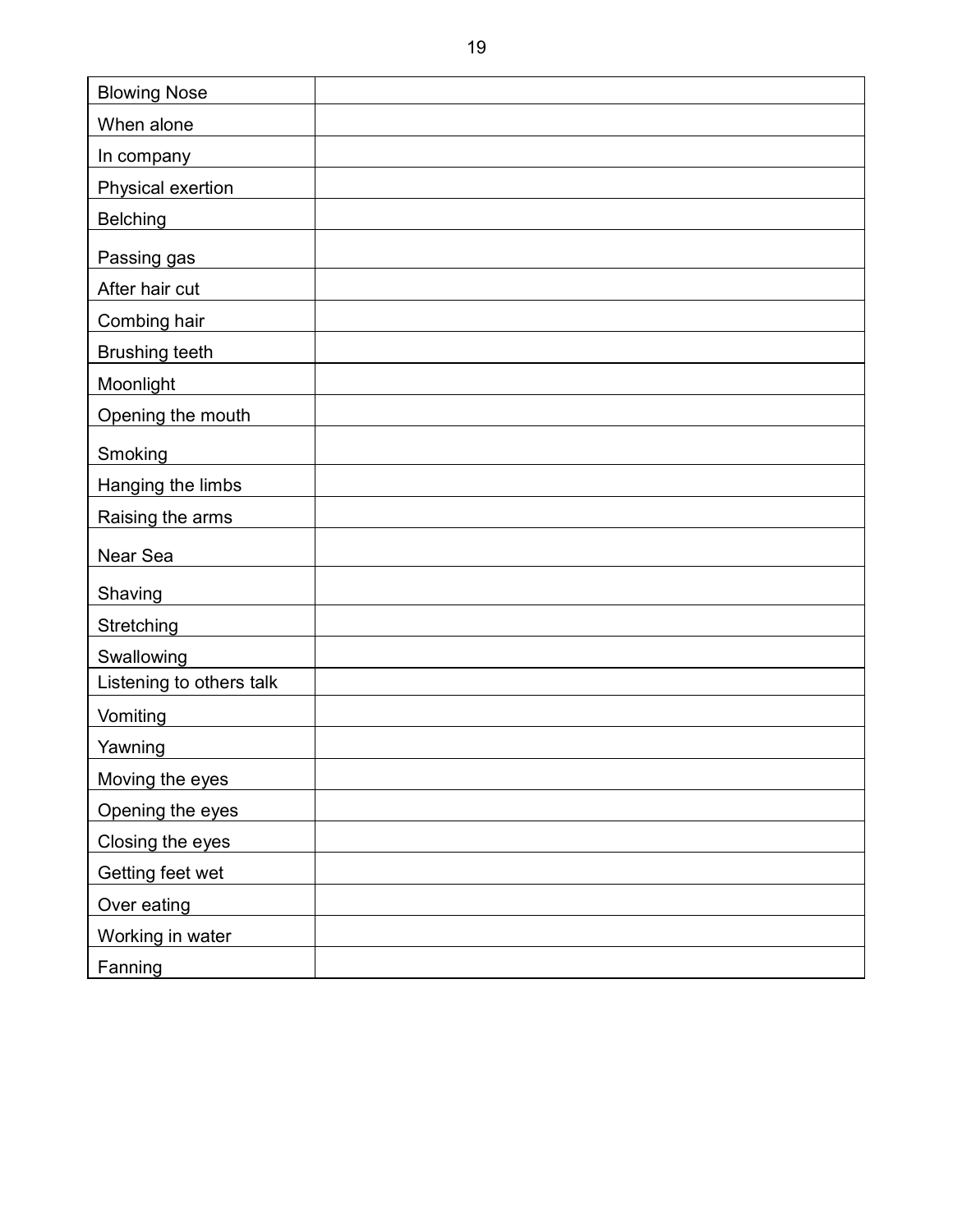| | |
|---|---|
| Blowing Nose | |
| When alone | |
| In company | |
| Physical exertion | |
| Belching | |
| Passing gas | |
| After hair cut | |
| Combing hair | |
| Brushing teeth | |
| Moonlight | |
| Opening the mouth | |
| Smoking | |
| Hanging the limbs | |
| Raising the arms | |
| Near Sea | |
| Shaving | |
| Stretching | |
| Swallowing | |
| Listening to others talk | |
| Vomiting | |
| Yawning | |
| Moving the eyes | |
| Opening the eyes | |
| Closing the eyes | |
| Getting feet wet | |
| Over eating | |
| Working in water | |
| Fanning | |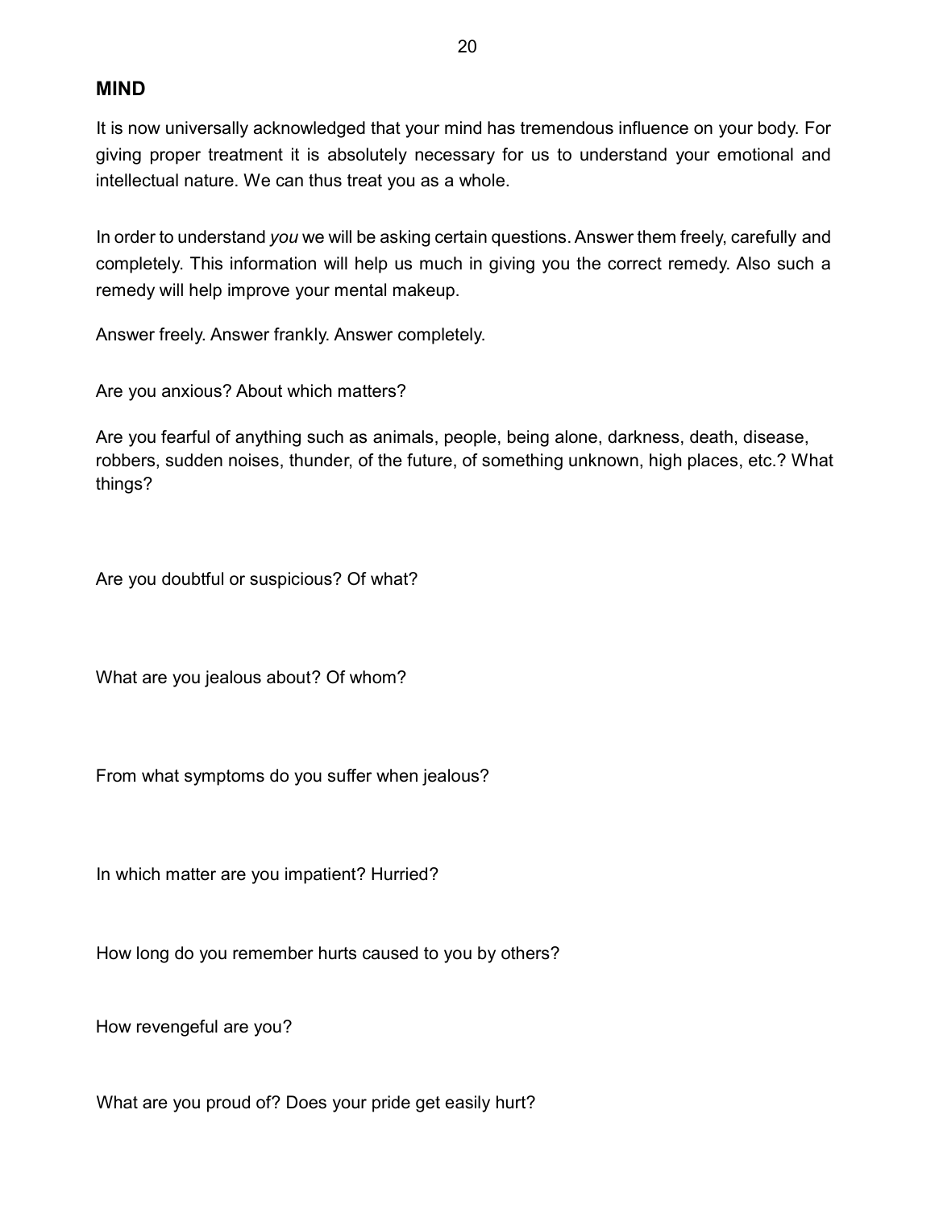## MIND

It is now universally acknowledged that your mind has tremendous influence on your body. For giving proper treatment it is absolutely necessary for us to understand your emotional and intellectual nature. We can thus treat you as a whole.

In order to understand *you* we will be asking certain questions. Answer them freely, carefully and completely. This information will help us much in giving you the correct remedy. Also such a remedy will help improve your mental makeup.

Answer freely. Answer frankly. Answer completely.

Are you anxious? About which matters?

Are you fearful of anything such as animals, people, being alone, darkness, death, disease, robbers, sudden noises, thunder, of the future, of something unknown, high places, etc.? What things?

Are you doubtful or suspicious? Of what?

What are you jealous about? Of whom?

From what symptoms do you suffer when jealous?

In which matter are you impatient? Hurried?

How long do you remember hurts caused to you by others?

How revengeful are you?

What are you proud of? Does your pride get easily hurt?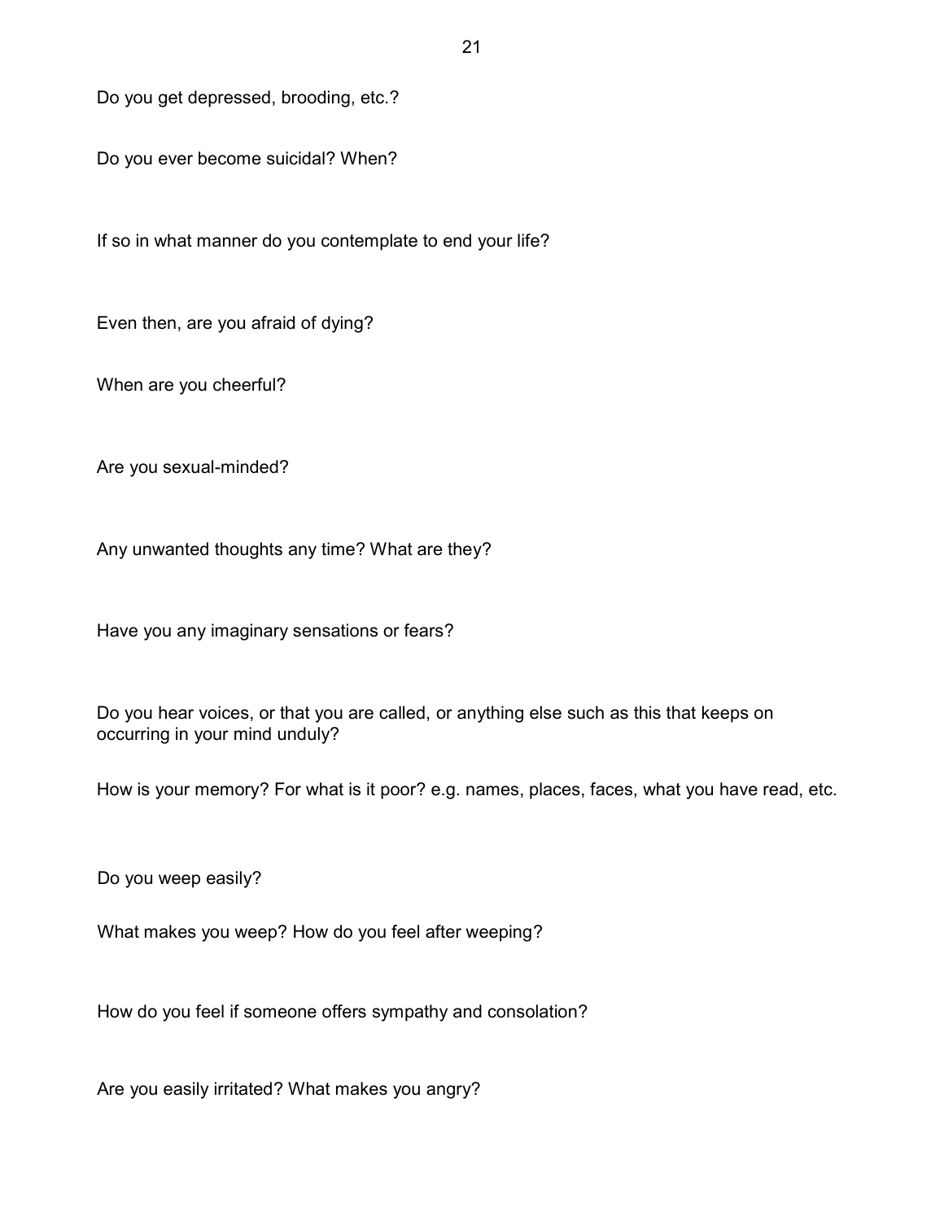Do you get depressed, brooding, etc.?

Do you ever become suicidal? When?

If so in what manner do you contemplate to end your life?

Even then, are you afraid of dying?

When are you cheerful?

Are you sexual-minded?

Any unwanted thoughts any time? What are they?

Have you any imaginary sensations or fears?

Do you hear voices, or that you are called, or anything else such as this that keeps on occurring in your mind unduly?

How is your memory? For what is it poor? e.g. names, places, faces, what you have read, etc.

Do you weep easily?

What makes you weep? How do you feel after weeping?

How do you feel if someone offers sympathy and consolation?

Are you easily irritated? What makes you angry?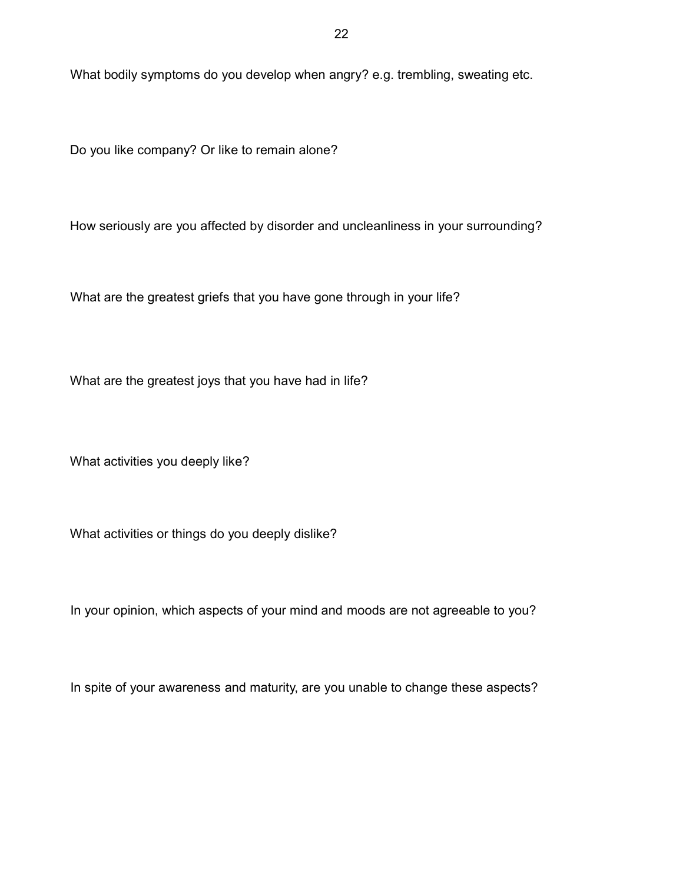What bodily symptoms do you develop when angry? e.g. trembling, sweating etc.

Do you like company? Or like to remain alone?

How seriously are you affected by disorder and uncleanliness in your surrounding?

What are the greatest griefs that you have gone through in your life?

What are the greatest joys that you have had in life?

What activities you deeply like?

What activities or things do you deeply dislike?

In your opinion, which aspects of your mind and moods are not agreeable to you?

In spite of your awareness and maturity, are you unable to change these aspects?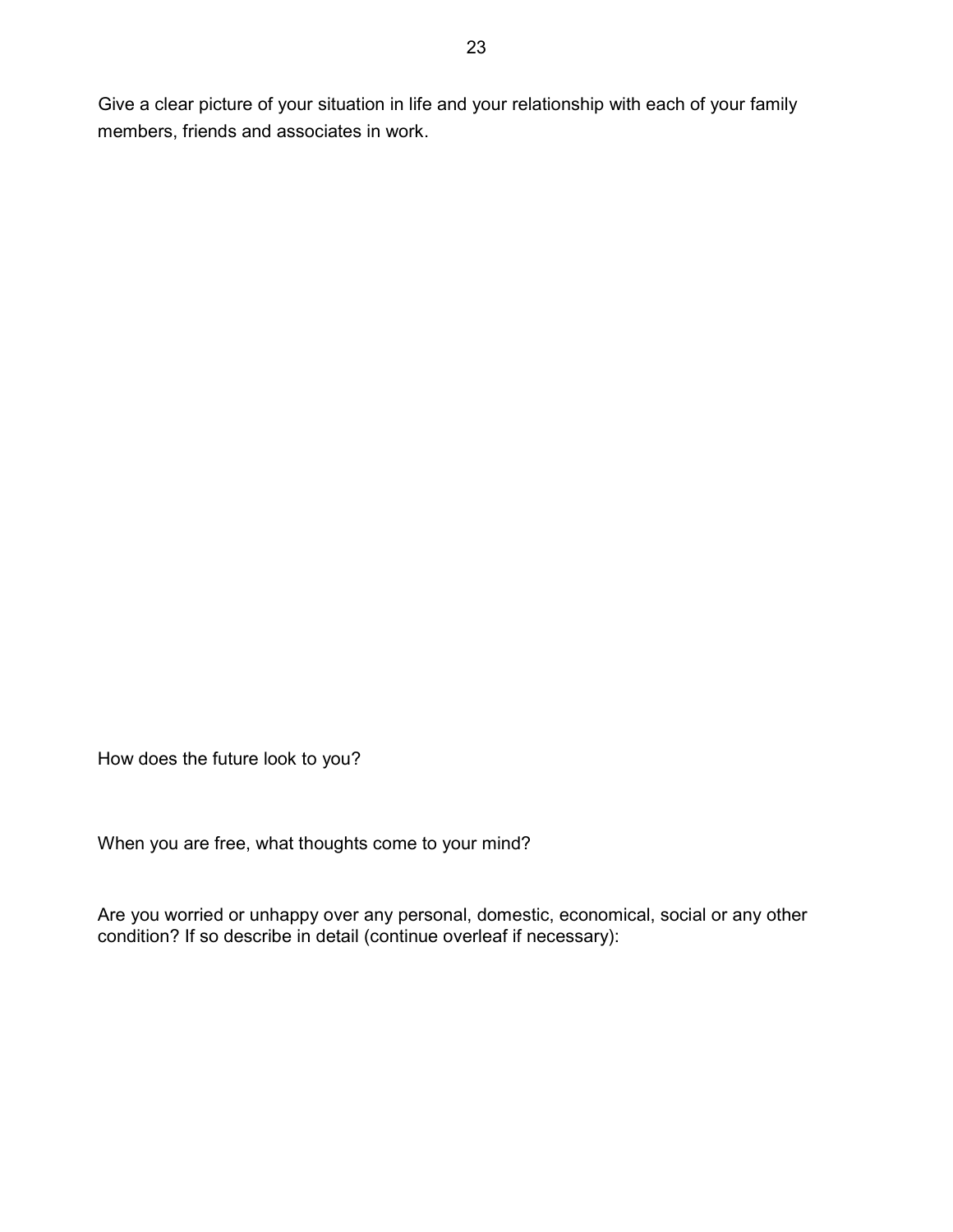Give a clear picture of your situation in life and your relationship with each of your family members, friends and associates in work.

How does the future look to you?

When you are free, what thoughts come to your mind?

Are you worried or unhappy over any personal, domestic, economical, social or any other condition? If so describe in detail (continue overleaf if necessary):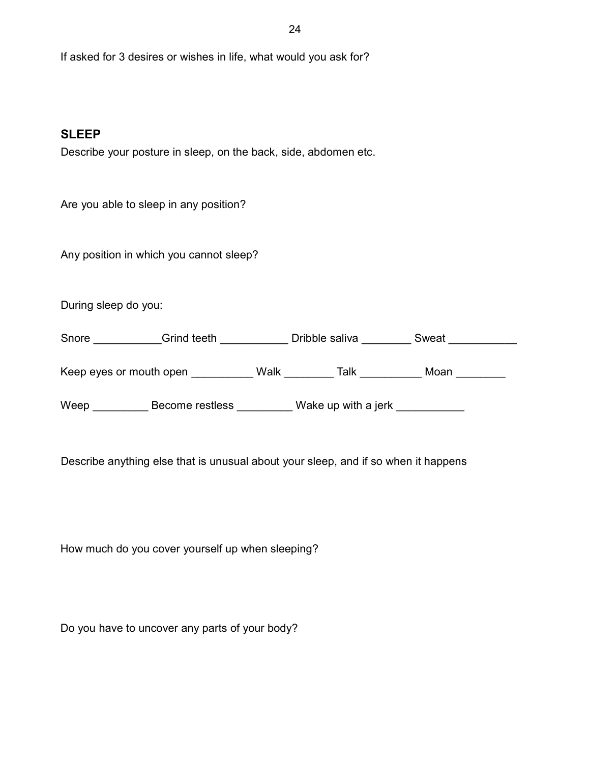If asked for 3 desires or wishes in life, what would you ask for?

## SLEEP

Describe your posture in sleep, on the back, side, abdomen etc.

Are you able to sleep in any position?

Any position in which you cannot sleep?

During sleep do you:

Snore ___________Grind teeth ___________ Dribble saliva ________ Sweat ___________

Keep eyes or mouth open __________ Walk ________ Talk __________ Moan ________

Weep _________ Become restless _________ Wake up with a jerk ___________

Describe anything else that is unusual about your sleep, and if so when it happens

How much do you cover yourself up when sleeping?

Do you have to uncover any parts of your body?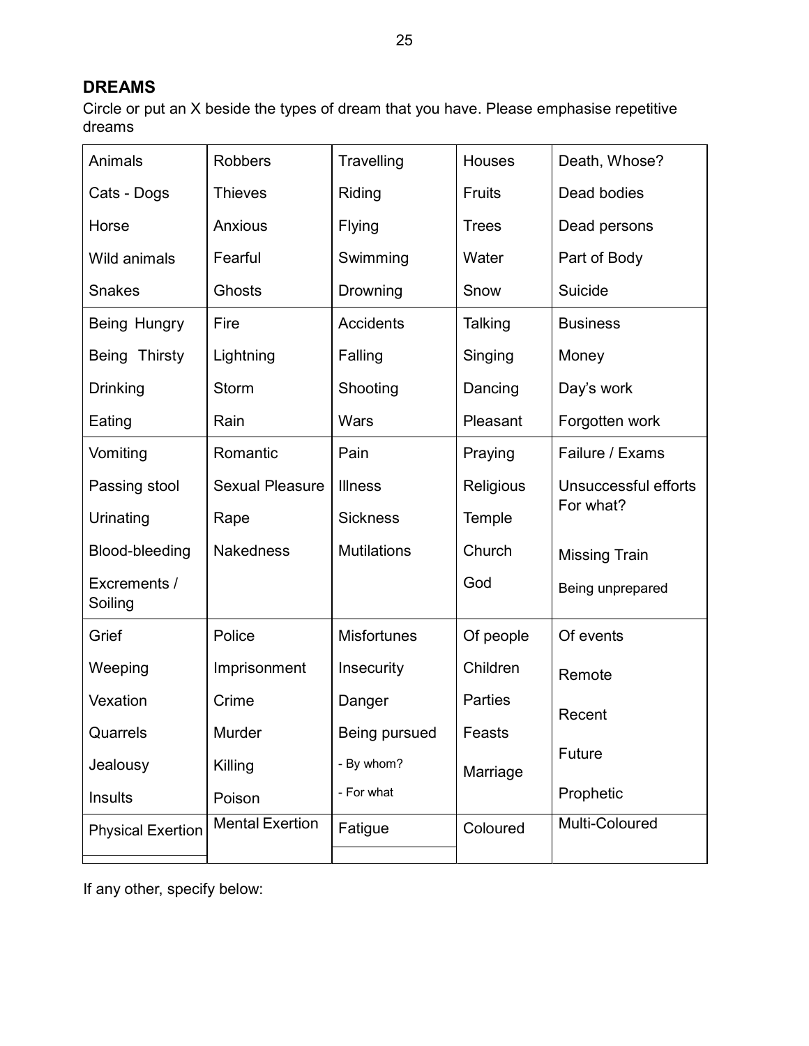## DREAMS

Circle or put an X beside the types of dream that you have. Please emphasise repetitive dreams

| | | | | |
|---|---|---|---|---|
| Animals<br>Cats - Dogs<br>Horse<br>Wild animals<br>Snakes | Robbers<br>Thieves<br>Anxious<br>Fearful<br>Ghosts | Travelling<br>Riding<br>Flying<br>Swimming<br>Drowning | Houses<br>Fruits<br>Trees<br>Water<br>Snow | Death, Whose?<br>Dead bodies<br>Dead persons<br>Part of Body<br>Suicide |
| Being Hungry<br>Being Thirsty<br>Drinking<br>Eating | Fire<br>Lightning<br>Storm<br>Rain | Accidents<br>Falling<br>Shooting<br>Wars | Talking<br>Singing<br>Dancing<br>Pleasant | Business<br>Money<br>Day's work<br>Forgotten work |
| Vomiting<br>Passing stool<br>Urinating<br>Blood-bleeding<br>Excrements / Soiling | Romantic<br>Sexual Pleasure<br>Rape<br>Nakedness | Pain<br>Illness<br>Sickness<br>Mutilations | Praying<br>Religious<br>Temple<br>Church<br>God | Failure / Exams<br>Unsuccessful efforts For what?<br>Missing Train<br>Being unprepared |
| Grief<br>Weeping<br>Vexation<br>Quarrels<br>Jealousy<br>Insults | Police<br>Imprisonment<br>Crime<br>Murder<br>Killing<br>Poison | Misfortunes<br>Insecurity<br>Danger<br>Being pursued<br>- By whom?<br>- For what | Of people<br>Children<br>Parties<br>Feasts<br>Marriage | Of events<br>Remote<br>Recent<br>Future<br>Prophetic |
| Physical Exertion | Mental Exertion | Fatigue | Coloured | Multi-Coloured |

If any other, specify below: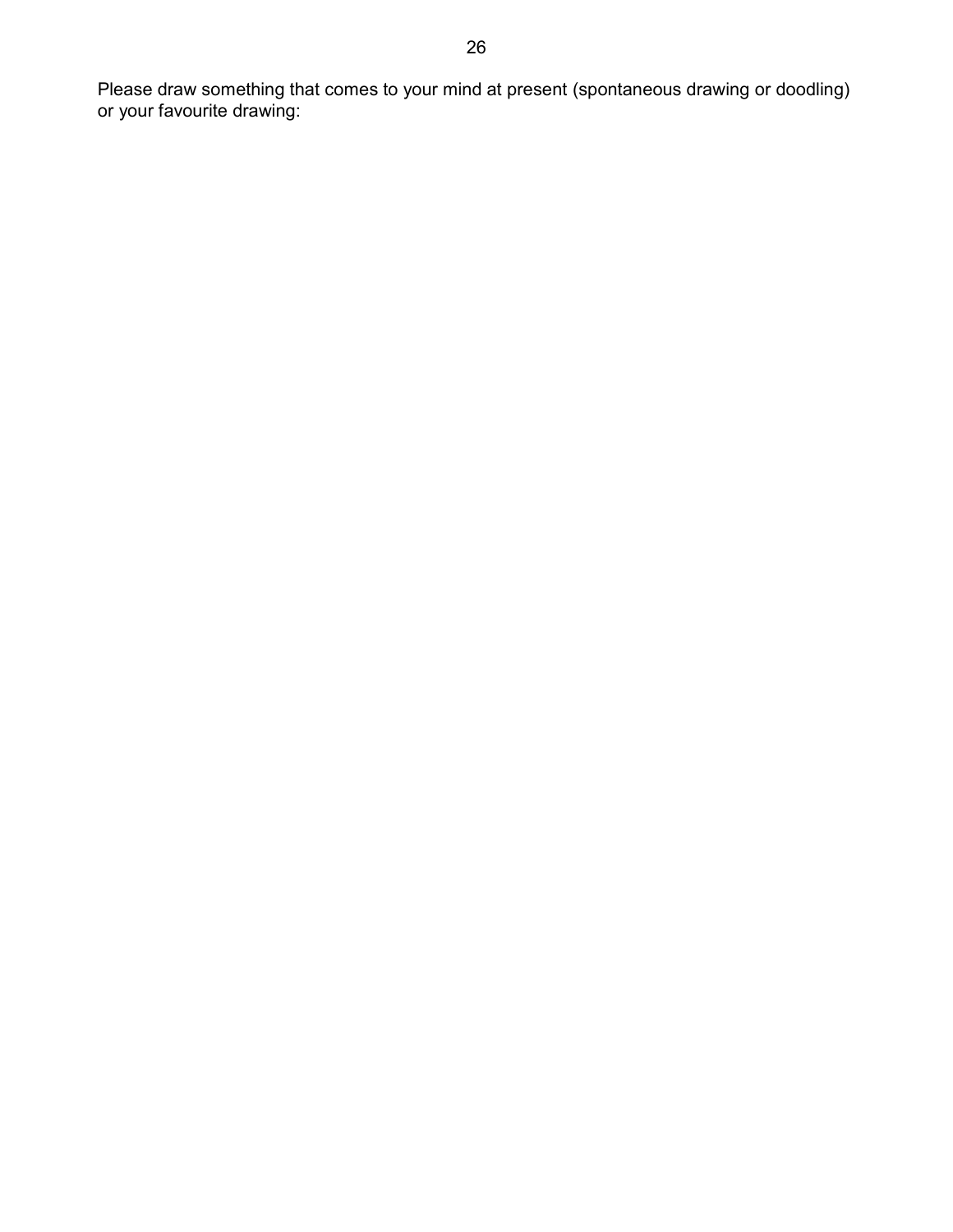Please draw something that comes to your mind at present (spontaneous drawing or doodling) or your favourite drawing: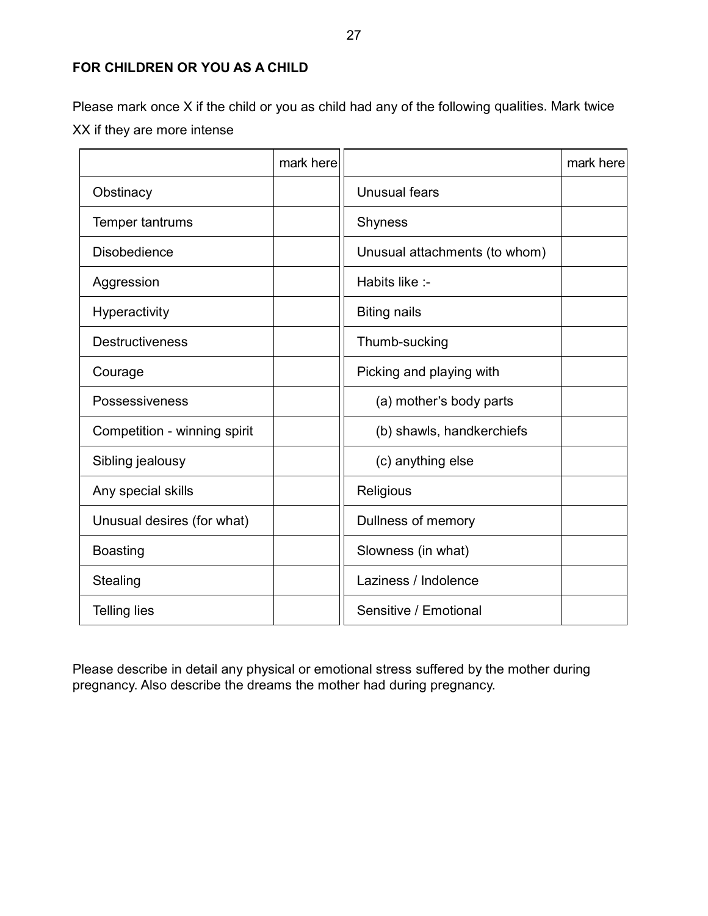**FOR CHILDREN OR YOU AS A CHILD**

Please mark once X if the child or you as child had any of the following qualities. Mark twice XX if they are more intense

| | mark here | | mark here |
|---|---|---|---|
| Obstinacy | | Unusual fears | |
| Temper tantrums | | Shyness | |
| Disobedience | | Unusual attachments (to whom) | |
| Aggression | | Habits like :- | |
| Hyperactivity | | Biting nails | |
| Destructiveness | | Thumb-sucking | |
| Courage | | Picking and playing with | |
| Possessiveness | | (a) mother's body parts | |
| Competition - winning spirit | | (b) shawls, handkerchiefs | |
| Sibling jealousy | | (c) anything else | |
| Any special skills | | Religious | |
| Unusual desires (for what) | | Dullness of memory | |
| Boasting | | Slowness (in what) | |
| Stealing | | Laziness / Indolence | |
| Telling lies | | Sensitive / Emotional | |

Please describe in detail any physical or emotional stress suffered by the mother during pregnancy. Also describe the dreams the mother had during pregnancy.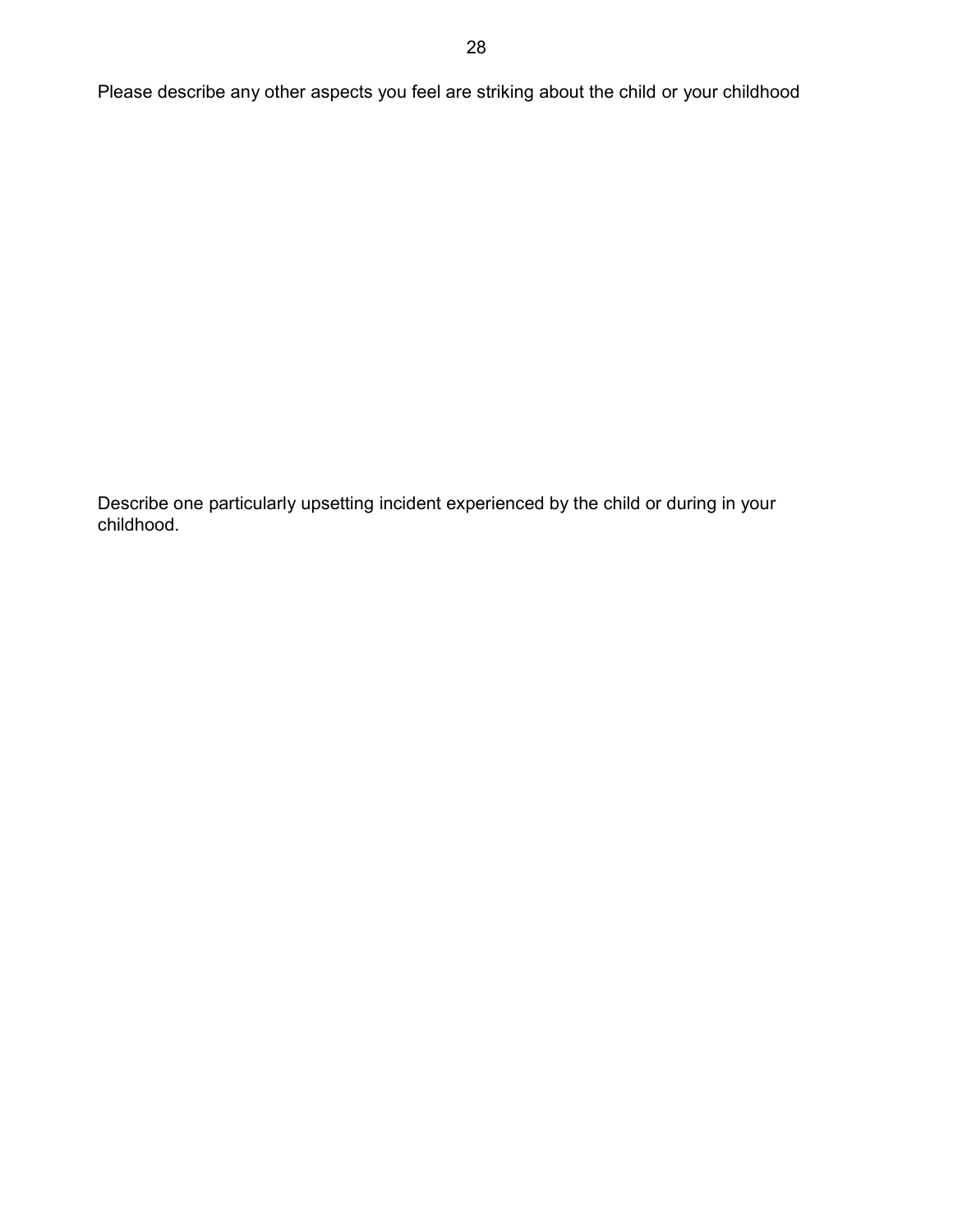Please describe any other aspects you feel are striking about the child or your childhood

Describe one particularly upsetting incident experienced by the child or during in your childhood.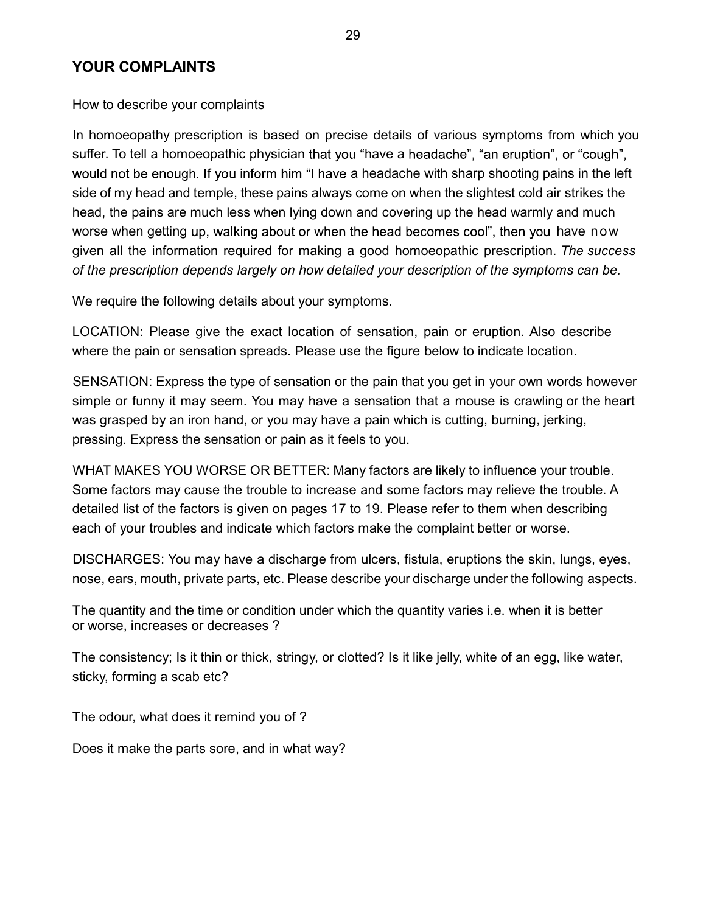## YOUR COMPLAINTS

How to describe your complaints

In homoeopathy prescription is based on precise details of various symptoms from which you suffer. To tell a homoeopathic physician that you "have a headache", "an eruption", or "cough", would not be enough. If you inform him "I have a headache with sharp shooting pains in the left side of my head and temple, these pains always come on when the slightest cold air strikes the head, the pains are much less when lying down and covering up the head warmly and much worse when getting up, walking about or when the head becomes cool", then you have now given all the information required for making a good homoeopathic prescription. *The success of the prescription depends largely on how detailed your description of the symptoms can be.*

We require the following details about your symptoms.

LOCATION: Please give the exact location of sensation, pain or eruption. Also describe where the pain or sensation spreads. Please use the figure below to indicate location.

SENSATION: Express the type of sensation or the pain that you get in your own words however simple or funny it may seem. You may have a sensation that a mouse is crawling or the heart was grasped by an iron hand, or you may have a pain which is cutting, burning, jerking, pressing. Express the sensation or pain as it feels to you.

WHAT MAKES YOU WORSE OR BETTER: Many factors are likely to influence your trouble. Some factors may cause the trouble to increase and some factors may relieve the trouble. A detailed list of the factors is given on pages 17 to 19. Please refer to them when describing each of your troubles and indicate which factors make the complaint better or worse.

DISCHARGES: You may have a discharge from ulcers, fistula, eruptions the skin, lungs, eyes, nose, ears, mouth, private parts, etc. Please describe your discharge under the following aspects.

The quantity and the time or condition under which the quantity varies i.e. when it is better or worse, increases or decreases ?

The consistency; Is it thin or thick, stringy, or clotted? Is it like jelly, white of an egg, like water, sticky, forming a scab etc?

The odour, what does it remind you of ?

Does it make the parts sore, and in what way?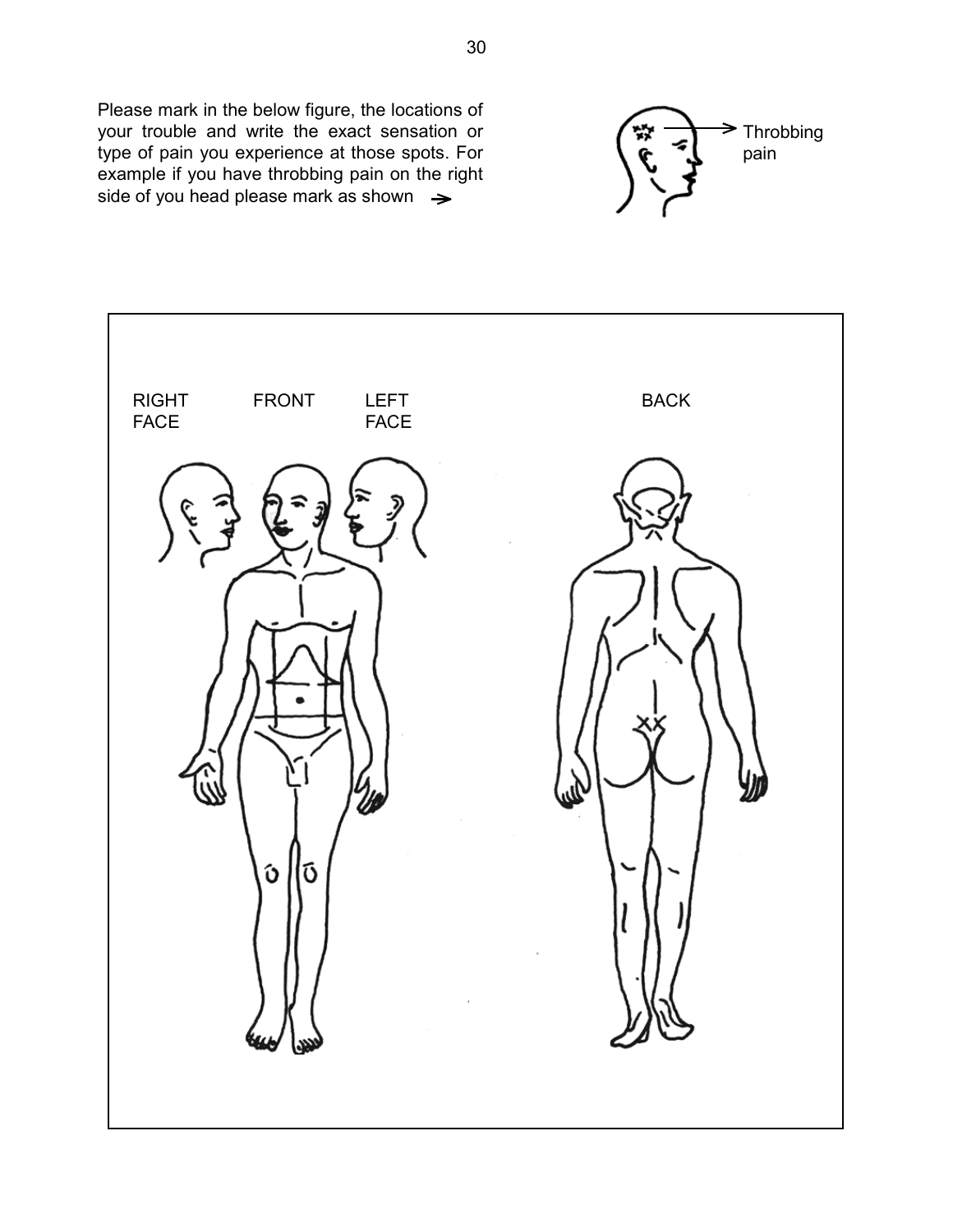Please mark in the below figure, the locations of your trouble and write the exact sensation or type of pain you experience at those spots. For example if you have throbbing pain on the right side of you head please mark as shown →

Throbbing pain

RIGHT FACE

FRONT

LEFT FACE

BACK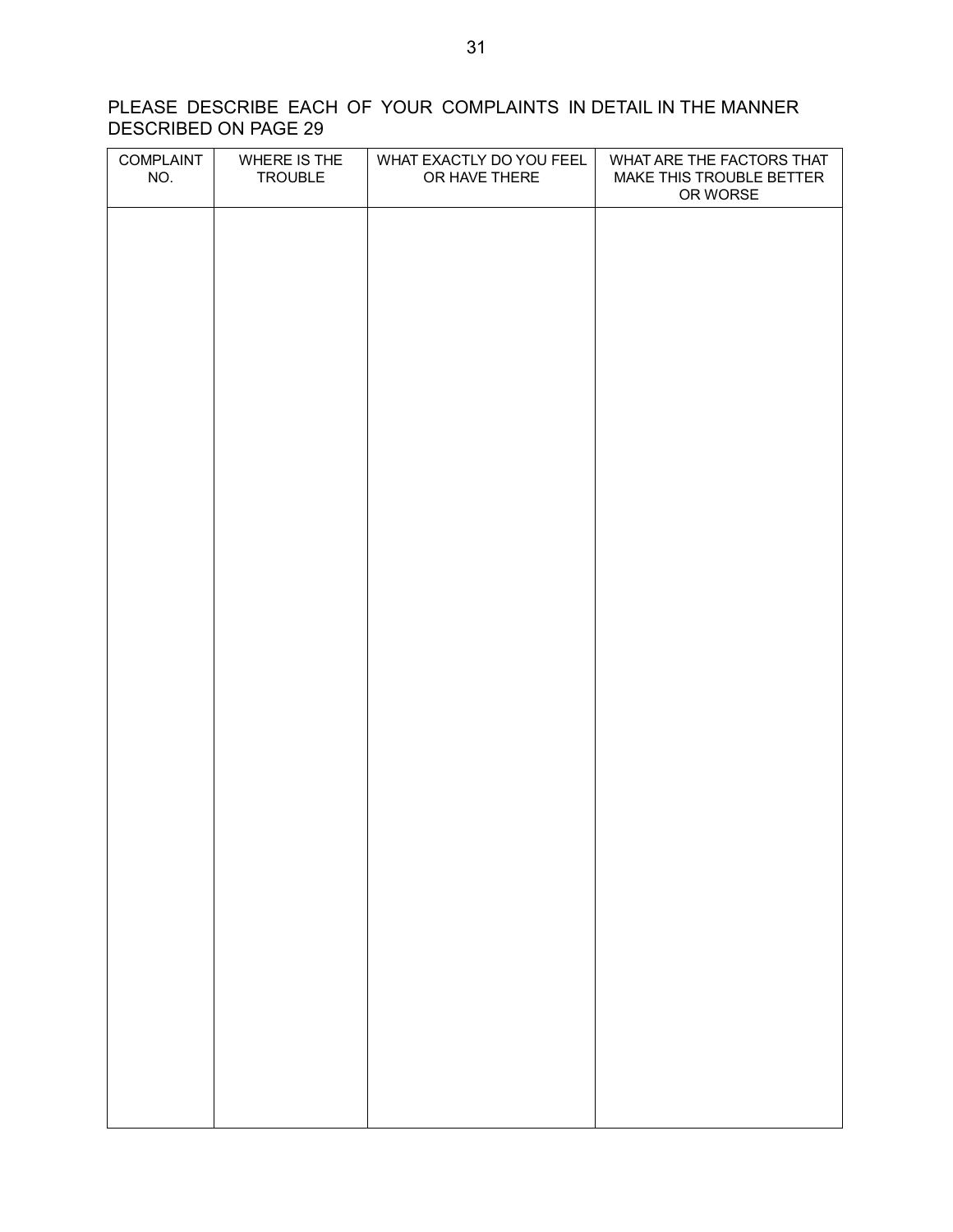PLEASE DESCRIBE EACH OF YOUR COMPLAINTS IN DETAIL IN THE MANNER DESCRIBED ON PAGE 29

| COMPLAINT NO. | WHERE IS THE TROUBLE | WHAT EXACTLY DO YOU FEEL OR HAVE THERE | WHAT ARE THE FACTORS THAT MAKE THIS TROUBLE BETTER OR WORSE |
|---|---|---|---|
| | | | |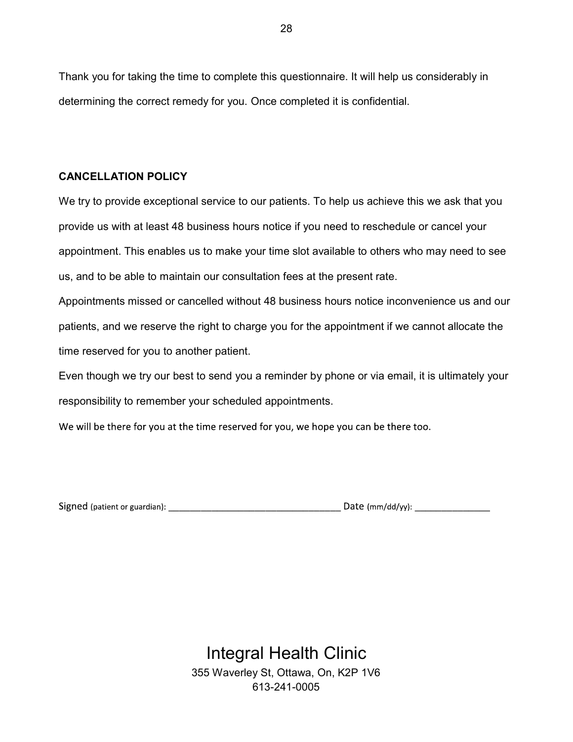Thank you for taking the time to complete this questionnaire. It will help us considerably in determining the correct remedy for you. Once completed it is confidential.

**CANCELLATION POLICY**

We try to provide exceptional service to our patients. To help us achieve this we ask that you provide us with at least 48 business hours notice if you need to reschedule or cancel your appointment. This enables us to make your time slot available to others who may need to see us, and to be able to maintain our consultation fees at the present rate.

Appointments missed or cancelled without 48 business hours notice inconvenience us and our patients, and we reserve the right to charge you for the appointment if we cannot allocate the time reserved for you to another patient.

Even though we try our best to send you a reminder by phone or via email, it is ultimately your responsibility to remember your scheduled appointments.

We will be there for you at the time reserved for you, we hope you can be there too.

Signed (patient or guardian): _________________________________ Date (mm/dd/yy): ______________

Integral Health Clinic

355 Waverley St, Ottawa, On, K2P 1V6

613-241-0005